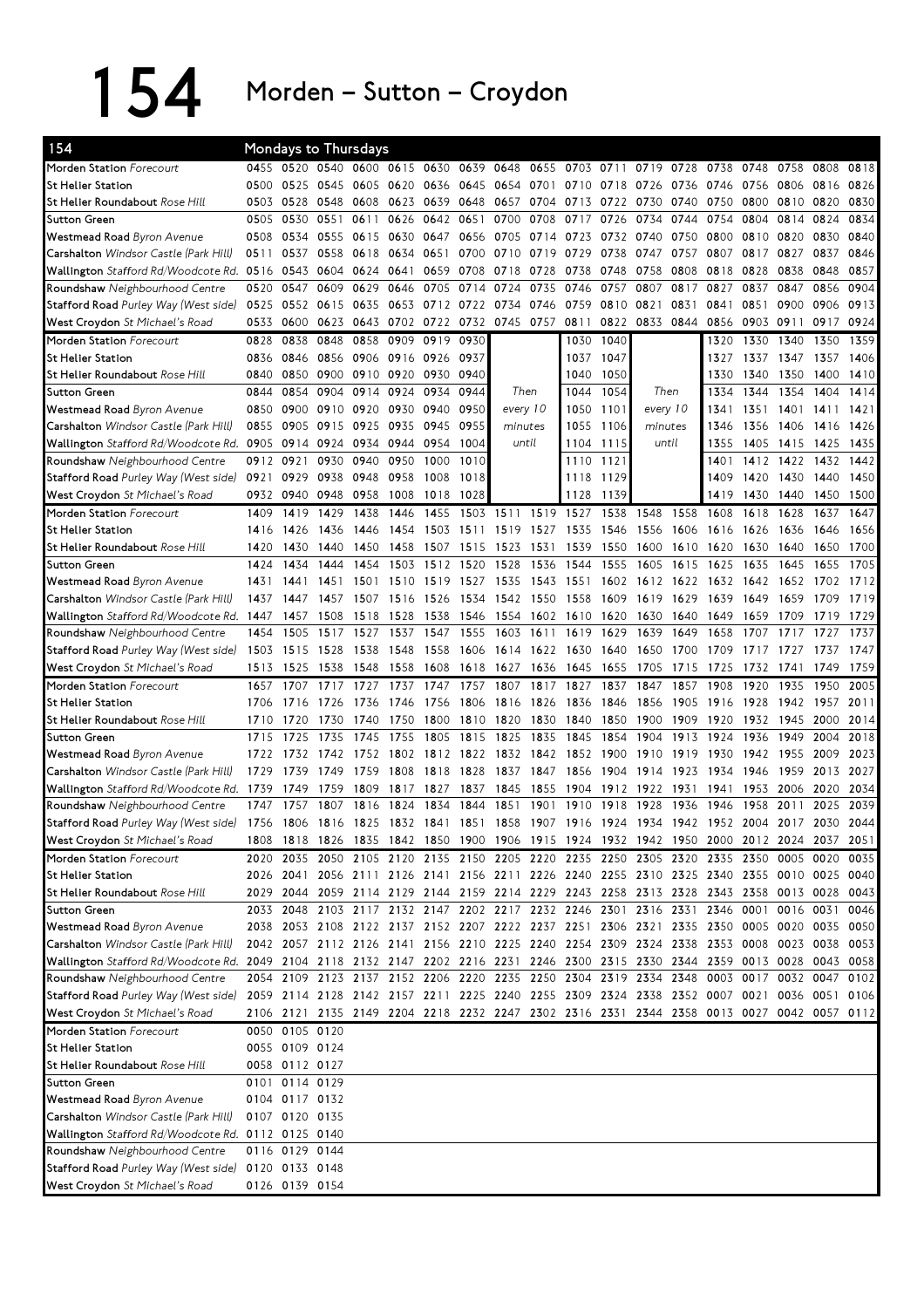# 154 Morden – Sutton – Croydon

## Mondays to Thursdays

| 154 | | | | | | | | | | | | | | | | | | |
|---|---|---|---|---|---|---|---|---|---|---|---|---|---|---|---|---|---|---|
| Morden Station *Forecourt* | 0455 | 0520 | 0540 | 0600 | 0615 | 0630 | 0639 | 0648 | 0655 | 0703 | 0711 | 0719 | 0728 | 0738 | 0748 | 0758 | 0808 | 0818 |
| St Helier Station | 0500 | 0525 | 0545 | 0605 | 0620 | 0636 | 0645 | 0654 | 0701 | 0710 | 0718 | 0726 | 0736 | 0746 | 0756 | 0806 | 0816 | 0826 |
| St Helier Roundabout *Rose Hill* | 0503 | 0528 | 0548 | 0608 | 0623 | 0639 | 0648 | 0657 | 0704 | 0713 | 0722 | 0730 | 0740 | 0750 | 0800 | 0810 | 0820 | 0830 |
| Sutton Green | 0505 | 0530 | 0551 | 0611 | 0626 | 0642 | 0651 | 0700 | 0708 | 0717 | 0726 | 0734 | 0744 | 0754 | 0804 | 0814 | 0824 | 0834 |
| Westmead Road *Byron Avenue* | 0508 | 0534 | 0555 | 0615 | 0630 | 0647 | 0656 | 0705 | 0714 | 0723 | 0732 | 0740 | 0750 | 0800 | 0810 | 0820 | 0830 | 0840 |
| Carshalton *Windsor Castle (Park Hill)* | 0511 | 0537 | 0558 | 0618 | 0634 | 0651 | 0700 | 0710 | 0719 | 0729 | 0738 | 0747 | 0757 | 0807 | 0817 | 0827 | 0837 | 0846 |
| Wallington *Stafford Rd/Woodcote Rd.* | 0516 | 0543 | 0604 | 0624 | 0641 | 0659 | 0708 | 0718 | 0728 | 0738 | 0748 | 0758 | 0808 | 0818 | 0828 | 0838 | 0848 | 0857 |
| Roundshaw *Neighbourhood Centre* | 0520 | 0547 | 0609 | 0629 | 0646 | 0705 | 0714 | 0724 | 0735 | 0746 | 0757 | 0807 | 0817 | 0827 | 0837 | 0847 | 0856 | 0904 |
| Stafford Road *Purley Way (West side)* | 0525 | 0552 | 0615 | 0635 | 0653 | 0712 | 0722 | 0734 | 0746 | 0759 | 0810 | 0821 | 0831 | 0841 | 0851 | 0900 | 0906 | 0913 |
| West Croydon *St Michael's Road* | 0533 | 0600 | 0623 | 0643 | 0702 | 0722 | 0732 | 0745 | 0757 | 0811 | 0822 | 0833 | 0844 | 0856 | 0903 | 0911 | 0917 | 0924 |
| Morden Station *Forecourt* | 0828 | 0838 | 0848 | 0858 | 0909 | 0919 | 0930 | Then every 10 minutes until | | 1030 | 1040 | Then every 10 minutes until | | 1320 | 1330 | 1340 | 1350 | 1359 |
| St Helier Station | 0836 | 0846 | 0856 | 0906 | 0916 | 0926 | 0937 | | | 1037 | 1047 | | | 1327 | 1337 | 1347 | 1357 | 1406 |
| St Helier Roundabout *Rose Hill* | 0840 | 0850 | 0900 | 0910 | 0920 | 0930 | 0940 | | | 1040 | 1050 | | | 1330 | 1340 | 1350 | 1400 | 1410 |
| Sutton Green | 0844 | 0854 | 0904 | 0914 | 0924 | 0934 | 0944 | | | 1044 | 1054 | | | 1334 | 1344 | 1354 | 1404 | 1414 |
| Westmead Road *Byron Avenue* | 0850 | 0900 | 0910 | 0920 | 0930 | 0940 | 0950 | | | 1050 | 1101 | | | 1341 | 1351 | 1401 | 1411 | 1421 |
| Carshalton *Windsor Castle (Park Hill)* | 0855 | 0905 | 0915 | 0925 | 0935 | 0945 | 0955 | | | 1055 | 1106 | | | 1346 | 1356 | 1406 | 1416 | 1426 |
| Wallington *Stafford Rd/Woodcote Rd.* | 0905 | 0914 | 0924 | 0934 | 0944 | 0954 | 1004 | | | 1104 | 1115 | | | 1355 | 1405 | 1415 | 1425 | 1435 |
| Roundshaw *Neighbourhood Centre* | 0912 | 0921 | 0930 | 0940 | 0950 | 1000 | 1010 | | | 1110 | 1121 | | | 1401 | 1412 | 1422 | 1432 | 1442 |
| Stafford Road *Purley Way (West side)* | 0921 | 0929 | 0938 | 0948 | 0958 | 1008 | 1018 | | | 1118 | 1129 | | | 1409 | 1420 | 1430 | 1440 | 1450 |
| West Croydon *St Michael's Road* | 0932 | 0940 | 0948 | 0958 | 1008 | 1018 | 1028 | | | 1128 | 1139 | | | 1419 | 1430 | 1440 | 1450 | 1500 |
| Morden Station *Forecourt* | 1409 | 1419 | 1429 | 1438 | 1446 | 1455 | 1503 | 1511 | 1519 | 1527 | 1538 | 1548 | 1558 | 1608 | 1618 | 1628 | 1637 | 1647 |
| St Helier Station | 1416 | 1426 | 1436 | 1446 | 1454 | 1503 | 1511 | 1519 | 1527 | 1535 | 1546 | 1556 | 1606 | 1616 | 1626 | 1636 | 1646 | 1656 |
| St Helier Roundabout *Rose Hill* | 1420 | 1430 | 1440 | 1450 | 1458 | 1507 | 1515 | 1523 | 1531 | 1539 | 1550 | 1600 | 1610 | 1620 | 1630 | 1640 | 1650 | 1700 |
| Sutton Green | 1424 | 1434 | 1444 | 1454 | 1503 | 1512 | 1520 | 1528 | 1536 | 1544 | 1555 | 1605 | 1615 | 1625 | 1635 | 1645 | 1655 | 1705 |
| Westmead Road *Byron Avenue* | 1431 | 1441 | 1451 | 1501 | 1510 | 1519 | 1527 | 1535 | 1543 | 1551 | 1602 | 1612 | 1622 | 1632 | 1642 | 1652 | 1702 | 1712 |
| Carshalton *Windsor Castle (Park Hill)* | 1437 | 1447 | 1457 | 1507 | 1516 | 1526 | 1534 | 1542 | 1550 | 1558 | 1609 | 1619 | 1629 | 1639 | 1649 | 1659 | 1709 | 1719 |
| Wallington *Stafford Rd/Woodcote Rd.* | 1447 | 1457 | 1508 | 1518 | 1528 | 1538 | 1546 | 1554 | 1602 | 1610 | 1620 | 1630 | 1640 | 1649 | 1659 | 1709 | 1719 | 1729 |
| Roundshaw *Neighbourhood Centre* | 1454 | 1505 | 1517 | 1527 | 1537 | 1547 | 1555 | 1603 | 1611 | 1619 | 1629 | 1639 | 1649 | 1658 | 1707 | 1717 | 1727 | 1737 |
| Stafford Road *Purley Way (West side)* | 1503 | 1515 | 1528 | 1538 | 1548 | 1558 | 1606 | 1614 | 1622 | 1630 | 1640 | 1650 | 1700 | 1709 | 1717 | 1727 | 1737 | 1747 |
| West Croydon *St Michael's Road* | 1513 | 1525 | 1538 | 1548 | 1558 | 1608 | 1618 | 1627 | 1636 | 1645 | 1655 | 1705 | 1715 | 1725 | 1732 | 1741 | 1749 | 1759 |
| Morden Station *Forecourt* | 1657 | 1707 | 1717 | 1727 | 1737 | 1747 | 1757 | 1807 | 1817 | 1827 | 1837 | 1847 | 1857 | 1908 | 1920 | 1935 | 1950 | 2005 |
| St Helier Station | 1706 | 1716 | 1726 | 1736 | 1746 | 1756 | 1806 | 1816 | 1826 | 1836 | 1846 | 1856 | 1905 | 1916 | 1928 | 1942 | 1957 | 2011 |
| St Helier Roundabout *Rose Hill* | 1710 | 1720 | 1730 | 1740 | 1750 | 1800 | 1810 | 1820 | 1830 | 1840 | 1850 | 1900 | 1909 | 1920 | 1932 | 1945 | 2000 | 2014 |
| Sutton Green | 1715 | 1725 | 1735 | 1745 | 1755 | 1805 | 1815 | 1825 | 1835 | 1845 | 1854 | 1904 | 1913 | 1924 | 1936 | 1949 | 2004 | 2018 |
| Westmead Road *Byron Avenue* | 1722 | 1732 | 1742 | 1752 | 1802 | 1812 | 1822 | 1832 | 1842 | 1852 | 1900 | 1910 | 1919 | 1930 | 1942 | 1955 | 2009 | 2023 |
| Carshalton *Windsor Castle (Park Hill)* | 1729 | 1739 | 1749 | 1759 | 1808 | 1818 | 1828 | 1837 | 1847 | 1856 | 1904 | 1914 | 1923 | 1934 | 1946 | 1959 | 2013 | 2027 |
| Wallington *Stafford Rd/Woodcote Rd.* | 1739 | 1749 | 1759 | 1809 | 1817 | 1827 | 1837 | 1845 | 1855 | 1904 | 1912 | 1922 | 1931 | 1941 | 1953 | 2006 | 2020 | 2034 |
| Roundshaw *Neighbourhood Centre* | 1747 | 1757 | 1807 | 1816 | 1824 | 1834 | 1844 | 1851 | 1901 | 1910 | 1918 | 1928 | 1936 | 1946 | 1958 | 2011 | 2025 | 2039 |
| Stafford Road *Purley Way (West side)* | 1756 | 1806 | 1816 | 1825 | 1832 | 1841 | 1851 | 1858 | 1907 | 1916 | 1924 | 1934 | 1942 | 1952 | 2004 | 2017 | 2030 | 2044 |
| West Croydon *St Michael's Road* | 1808 | 1818 | 1826 | 1835 | 1842 | 1850 | 1900 | 1906 | 1915 | 1924 | 1932 | 1942 | 1950 | 2000 | 2012 | 2024 | 2037 | 2051 |
| Morden Station *Forecourt* | 2020 | 2035 | 2050 | 2105 | 2120 | 2135 | 2150 | 2205 | 2220 | 2235 | 2250 | 2305 | 2320 | 2335 | 2350 | 0005 | 0020 | 0035 |
| St Helier Station | 2026 | 2041 | 2056 | 2111 | 2126 | 2141 | 2156 | 2211 | 2226 | 2240 | 2255 | 2310 | 2325 | 2340 | 2355 | 0010 | 0025 | 0040 |
| St Helier Roundabout *Rose Hill* | 2029 | 2044 | 2059 | 2114 | 2129 | 2144 | 2159 | 2214 | 2229 | 2243 | 2258 | 2313 | 2328 | 2343 | 2358 | 0013 | 0028 | 0043 |
| Sutton Green | 2033 | 2048 | 2103 | 2117 | 2132 | 2147 | 2202 | 2217 | 2232 | 2246 | 2301 | 2316 | 2331 | 2346 | 0001 | 0016 | 0031 | 0046 |
| Westmead Road *Byron Avenue* | 2038 | 2053 | 2108 | 2122 | 2137 | 2152 | 2207 | 2222 | 2237 | 2251 | 2306 | 2321 | 2335 | 2350 | 0005 | 0020 | 0035 | 0050 |
| Carshalton *Windsor Castle (Park Hill)* | 2042 | 2057 | 2112 | 2126 | 2141 | 2156 | 2210 | 2225 | 2240 | 2254 | 2309 | 2324 | 2338 | 2353 | 0008 | 0023 | 0038 | 0053 |
| Wallington *Stafford Rd/Woodcote Rd.* | 2049 | 2104 | 2118 | 2132 | 2147 | 2202 | 2216 | 2231 | 2246 | 2300 | 2315 | 2330 | 2344 | 2359 | 0013 | 0028 | 0043 | 0058 |
| Roundshaw *Neighbourhood Centre* | 2054 | 2109 | 2123 | 2137 | 2152 | 2206 | 2220 | 2235 | 2250 | 2304 | 2319 | 2334 | 2348 | 0003 | 0017 | 0032 | 0047 | 0102 |
| Stafford Road *Purley Way (West side)* | 2059 | 2114 | 2128 | 2142 | 2157 | 2211 | 2225 | 2240 | 2255 | 2309 | 2324 | 2338 | 2352 | 0007 | 0021 | 0036 | 0051 | 0106 |
| West Croydon *St Michael's Road* | 2106 | 2121 | 2135 | 2149 | 2204 | 2218 | 2232 | 2247 | 2302 | 2316 | 2331 | 2344 | 2358 | 0013 | 0027 | 0042 | 0057 | 0112 |
| Morden Station *Forecourt* | 0050 | 0105 | 0120 | | | | | | | | | | | | | | | |
| St Helier Station | 0055 | 0109 | 0124 | | | | | | | | | | | | | | | |
| St Helier Roundabout *Rose Hill* | 0058 | 0112 | 0127 | | | | | | | | | | | | | | | |
| Sutton Green | 0101 | 0114 | 0129 | | | | | | | | | | | | | | | |
| Westmead Road *Byron Avenue* | 0104 | 0117 | 0132 | | | | | | | | | | | | | | | |
| Carshalton *Windsor Castle (Park Hill)* | 0107 | 0120 | 0135 | | | | | | | | | | | | | | | |
| Wallington *Stafford Rd/Woodcote Rd.* | 0112 | 0125 | 0140 | | | | | | | | | | | | | | | |
| Roundshaw *Neighbourhood Centre* | 0116 | 0129 | 0144 | | | | | | | | | | | | | | | |
| Stafford Road *Purley Way (West side)* | 0120 | 0133 | 0148 | | | | | | | | | | | | | | | |
| West Croydon *St Michael's Road* | 0126 | 0139 | 0154 | | | | | | | | | | | | | | | |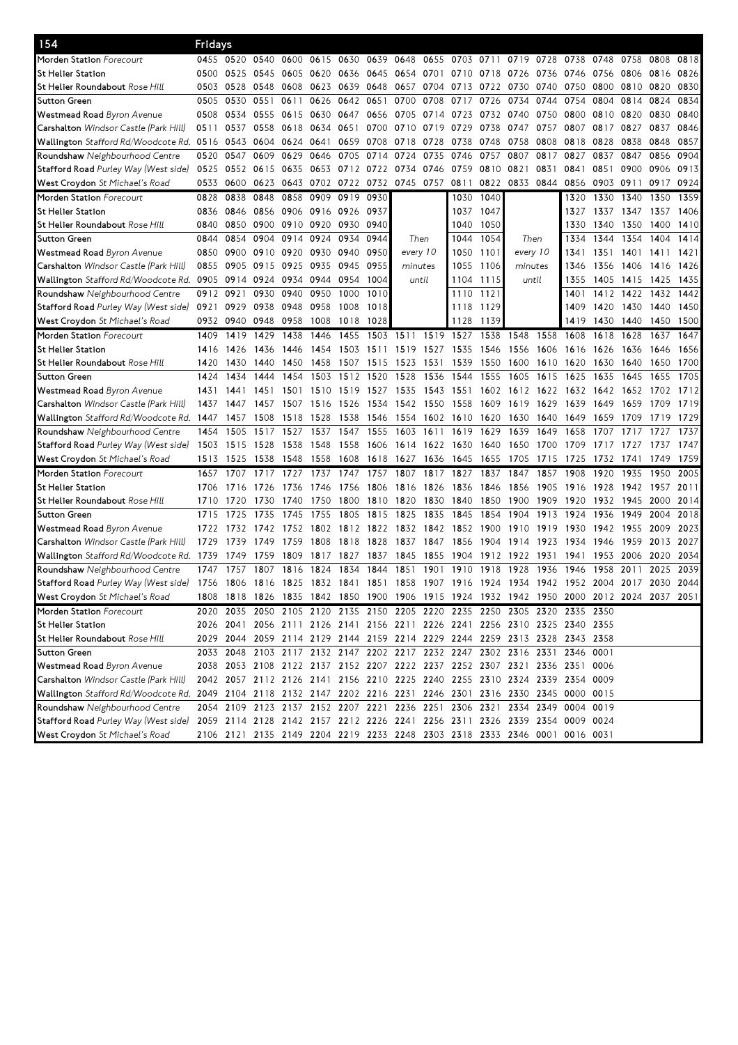## 154 Fridays

| Stop | | | | | | | | | | | | | | | | | | |
|---|---|---|---|---|---|---|---|---|---|---|---|---|---|---|---|---|---|---|
| **Morden Station** *Forecourt* | 0455 | 0520 | 0540 | 0600 | 0615 | 0630 | 0639 | 0648 | 0655 | 0703 | 0711 | 0719 | 0728 | 0738 | 0748 | 0758 | 0808 | 0818 |
| **St Helier Station** | 0500 | 0525 | 0545 | 0605 | 0620 | 0636 | 0645 | 0654 | 0701 | 0710 | 0718 | 0726 | 0736 | 0746 | 0756 | 0806 | 0816 | 0826 |
| **St Helier Roundabout** *Rose Hill* | 0503 | 0528 | 0548 | 0608 | 0623 | 0639 | 0648 | 0657 | 0704 | 0713 | 0722 | 0730 | 0740 | 0750 | 0800 | 0810 | 0820 | 0830 |
| **Sutton Green** | 0505 | 0530 | 0551 | 0611 | 0626 | 0642 | 0651 | 0700 | 0708 | 0717 | 0726 | 0734 | 0744 | 0754 | 0804 | 0814 | 0824 | 0834 |
| **Westmead Road** *Byron Avenue* | 0508 | 0534 | 0555 | 0615 | 0630 | 0647 | 0656 | 0705 | 0714 | 0723 | 0732 | 0740 | 0750 | 0800 | 0810 | 0820 | 0830 | 0840 |
| **Carshalton** *Windsor Castle (Park Hill)* | 0511 | 0537 | 0558 | 0618 | 0634 | 0651 | 0700 | 0710 | 0719 | 0729 | 0738 | 0747 | 0757 | 0807 | 0817 | 0827 | 0837 | 0846 |
| **Wallington** *Stafford Rd/Woodcote Rd.* | 0516 | 0543 | 0604 | 0624 | 0641 | 0659 | 0708 | 0718 | 0728 | 0738 | 0748 | 0758 | 0808 | 0818 | 0828 | 0838 | 0848 | 0857 |
| **Roundshaw** *Neighbourhood Centre* | 0520 | 0547 | 0609 | 0629 | 0646 | 0705 | 0714 | 0724 | 0735 | 0746 | 0757 | 0807 | 0817 | 0827 | 0837 | 0847 | 0856 | 0904 |
| **Stafford Road** *Purley Way (West side)* | 0525 | 0552 | 0615 | 0635 | 0653 | 0712 | 0722 | 0734 | 0746 | 0759 | 0810 | 0821 | 0831 | 0841 | 0851 | 0900 | 0906 | 0913 |
| **West Croydon** *St Michael's Road* | 0533 | 0600 | 0623 | 0643 | 0702 | 0722 | 0732 | 0745 | 0757 | 0811 | 0822 | 0833 | 0844 | 0856 | 0903 | 0911 | 0917 | 0924 |
| **Morden Station** *Forecourt* | 0828 | 0838 | 0848 | 0858 | 0909 | 0919 | 0930 | Then every 10 minutes until | | 1030 | 1040 | Then every 10 minutes until | | 1320 | 1330 | 1340 | 1350 | 1359 |
| **St Helier Station** | 0836 | 0846 | 0856 | 0906 | 0916 | 0926 | 0937 | | | 1037 | 1047 | | | 1327 | 1337 | 1347 | 1357 | 1406 |
| **St Helier Roundabout** *Rose Hill* | 0840 | 0850 | 0900 | 0910 | 0920 | 0930 | 0940 | | | 1040 | 1050 | | | 1330 | 1340 | 1350 | 1400 | 1410 |
| **Sutton Green** | 0844 | 0854 | 0904 | 0914 | 0924 | 0934 | 0944 | | | 1044 | 1054 | | | 1334 | 1344 | 1354 | 1404 | 1414 |
| **Westmead Road** *Byron Avenue* | 0850 | 0900 | 0910 | 0920 | 0930 | 0940 | 0950 | | | 1050 | 1101 | | | 1341 | 1351 | 1401 | 1411 | 1421 |
| **Carshalton** *Windsor Castle (Park Hill)* | 0855 | 0905 | 0915 | 0925 | 0935 | 0945 | 0955 | | | 1055 | 1106 | | | 1346 | 1356 | 1406 | 1416 | 1426 |
| **Wallington** *Stafford Rd/Woodcote Rd.* | 0905 | 0914 | 0924 | 0934 | 0944 | 0954 | 1004 | | | 1104 | 1115 | | | 1355 | 1405 | 1415 | 1425 | 1435 |
| **Roundshaw** *Neighbourhood Centre* | 0912 | 0921 | 0930 | 0940 | 0950 | 1000 | 1010 | | | 1110 | 1121 | | | 1401 | 1412 | 1422 | 1432 | 1442 |
| **Stafford Road** *Purley Way (West side)* | 0921 | 0929 | 0938 | 0948 | 0958 | 1008 | 1018 | | | 1118 | 1129 | | | 1409 | 1420 | 1430 | 1440 | 1450 |
| **West Croydon** *St Michael's Road* | 0932 | 0940 | 0948 | 0958 | 1008 | 1018 | 1028 | | | 1128 | 1139 | | | 1419 | 1430 | 1440 | 1450 | 1500 |
| **Morden Station** *Forecourt* | 1409 | 1419 | 1429 | 1438 | 1446 | 1455 | 1503 | 1511 | 1519 | 1527 | 1538 | 1548 | 1558 | 1608 | 1618 | 1628 | 1637 | 1647 |
| **St Helier Station** | 1416 | 1426 | 1436 | 1446 | 1454 | 1503 | 1511 | 1519 | 1527 | 1535 | 1546 | 1556 | 1606 | 1616 | 1626 | 1636 | 1646 | 1656 |
| **St Helier Roundabout** *Rose Hill* | 1420 | 1430 | 1440 | 1450 | 1458 | 1507 | 1515 | 1523 | 1531 | 1539 | 1550 | 1600 | 1610 | 1620 | 1630 | 1640 | 1650 | 1700 |
| **Sutton Green** | 1424 | 1434 | 1444 | 1454 | 1503 | 1512 | 1520 | 1528 | 1536 | 1544 | 1555 | 1605 | 1615 | 1625 | 1635 | 1645 | 1655 | 1705 |
| **Westmead Road** *Byron Avenue* | 1431 | 1441 | 1451 | 1501 | 1510 | 1519 | 1527 | 1535 | 1543 | 1551 | 1602 | 1612 | 1622 | 1632 | 1642 | 1652 | 1702 | 1712 |
| **Carshalton** *Windsor Castle (Park Hill)* | 1437 | 1447 | 1457 | 1507 | 1516 | 1526 | 1534 | 1542 | 1550 | 1558 | 1609 | 1619 | 1629 | 1639 | 1649 | 1659 | 1709 | 1719 |
| **Wallington** *Stafford Rd/Woodcote Rd.* | 1447 | 1457 | 1508 | 1518 | 1528 | 1538 | 1546 | 1554 | 1602 | 1610 | 1620 | 1630 | 1640 | 1649 | 1659 | 1709 | 1719 | 1729 |
| **Roundshaw** *Neighbourhood Centre* | 1454 | 1505 | 1517 | 1527 | 1537 | 1547 | 1555 | 1603 | 1611 | 1619 | 1629 | 1639 | 1649 | 1658 | 1707 | 1717 | 1727 | 1737 |
| **Stafford Road** *Purley Way (West side)* | 1503 | 1515 | 1528 | 1538 | 1548 | 1558 | 1606 | 1614 | 1622 | 1630 | 1640 | 1650 | 1700 | 1709 | 1717 | 1727 | 1737 | 1747 |
| **West Croydon** *St Michael's Road* | 1513 | 1525 | 1538 | 1548 | 1558 | 1608 | 1618 | 1627 | 1636 | 1645 | 1655 | 1705 | 1715 | 1725 | 1732 | 1741 | 1749 | 1759 |
| **Morden Station** *Forecourt* | 1657 | 1707 | 1717 | 1727 | 1737 | 1747 | 1757 | 1807 | 1817 | 1827 | 1837 | 1847 | 1857 | 1908 | 1920 | 1935 | 1950 | 2005 |
| **St Helier Station** | 1706 | 1716 | 1726 | 1736 | 1746 | 1756 | 1806 | 1816 | 1826 | 1836 | 1846 | 1856 | 1905 | 1916 | 1928 | 1942 | 1957 | 2011 |
| **St Helier Roundabout** *Rose Hill* | 1710 | 1720 | 1730 | 1740 | 1750 | 1800 | 1810 | 1820 | 1830 | 1840 | 1850 | 1900 | 1909 | 1920 | 1932 | 1945 | 2000 | 2014 |
| **Sutton Green** | 1715 | 1725 | 1735 | 1745 | 1755 | 1805 | 1815 | 1825 | 1835 | 1845 | 1854 | 1904 | 1913 | 1924 | 1936 | 1949 | 2004 | 2018 |
| **Westmead Road** *Byron Avenue* | 1722 | 1732 | 1742 | 1752 | 1802 | 1812 | 1822 | 1832 | 1842 | 1852 | 1900 | 1910 | 1919 | 1930 | 1942 | 1955 | 2009 | 2023 |
| **Carshalton** *Windsor Castle (Park Hill)* | 1729 | 1739 | 1749 | 1759 | 1808 | 1818 | 1828 | 1837 | 1847 | 1856 | 1904 | 1914 | 1923 | 1934 | 1946 | 1959 | 2013 | 2027 |
| **Wallington** *Stafford Rd/Woodcote Rd.* | 1739 | 1749 | 1759 | 1809 | 1817 | 1827 | 1837 | 1845 | 1855 | 1904 | 1912 | 1922 | 1931 | 1941 | 1953 | 2006 | 2020 | 2034 |
| **Roundshaw** *Neighbourhood Centre* | 1747 | 1757 | 1807 | 1816 | 1824 | 1834 | 1844 | 1851 | 1901 | 1910 | 1918 | 1928 | 1936 | 1946 | 1958 | 2011 | 2025 | 2039 |
| **Stafford Road** *Purley Way (West side)* | 1756 | 1806 | 1816 | 1825 | 1832 | 1841 | 1851 | 1858 | 1907 | 1916 | 1924 | 1934 | 1942 | 1952 | 2004 | 2017 | 2030 | 2044 |
| **West Croydon** *St Michael's Road* | 1808 | 1818 | 1826 | 1835 | 1842 | 1850 | 1900 | 1906 | 1915 | 1924 | 1932 | 1942 | 1950 | 2000 | 2012 | 2024 | 2037 | 2051 |
| **Morden Station** *Forecourt* | 2020 | 2035 | 2050 | 2105 | 2120 | 2135 | 2150 | 2205 | 2220 | 2235 | 2250 | 2305 | 2320 | 2335 | 2350 | | | |
| **St Helier Station** | 2026 | 2041 | 2056 | 2111 | 2126 | 2141 | 2156 | 2211 | 2226 | 2241 | 2256 | 2310 | 2325 | 2340 | 2355 | | | |
| **St Helier Roundabout** *Rose Hill* | 2029 | 2044 | 2059 | 2114 | 2129 | 2144 | 2159 | 2214 | 2229 | 2244 | 2259 | 2313 | 2328 | 2343 | 2358 | | | |
| **Sutton Green** | 2033 | 2048 | 2103 | 2117 | 2132 | 2147 | 2202 | 2217 | 2232 | 2247 | 2302 | 2316 | 2331 | 2346 | 0001 | | | |
| **Westmead Road** *Byron Avenue* | 2038 | 2053 | 2108 | 2122 | 2137 | 2152 | 2207 | 2222 | 2237 | 2252 | 2307 | 2321 | 2336 | 2351 | 0006 | | | |
| **Carshalton** *Windsor Castle (Park Hill)* | 2042 | 2057 | 2112 | 2126 | 2141 | 2156 | 2210 | 2225 | 2240 | 2255 | 2310 | 2324 | 2339 | 2354 | 0009 | | | |
| **Wallington** *Stafford Rd/Woodcote Rd.* | 2049 | 2104 | 2118 | 2132 | 2147 | 2202 | 2216 | 2231 | 2246 | 2301 | 2316 | 2330 | 2345 | 0000 | 0015 | | | |
| **Roundshaw** *Neighbourhood Centre* | 2054 | 2109 | 2123 | 2137 | 2152 | 2207 | 2221 | 2236 | 2251 | 2306 | 2321 | 2334 | 2349 | 0004 | 0019 | | | |
| **Stafford Road** *Purley Way (West side)* | 2059 | 2114 | 2128 | 2142 | 2157 | 2212 | 2226 | 2241 | 2256 | 2311 | 2326 | 2339 | 2354 | 0009 | 0024 | | | |
| **West Croydon** *St Michael's Road* | 2106 | 2121 | 2135 | 2149 | 2204 | 2219 | 2233 | 2248 | 2303 | 2318 | 2333 | 2346 | 0001 | 0016 | 0031 | | | |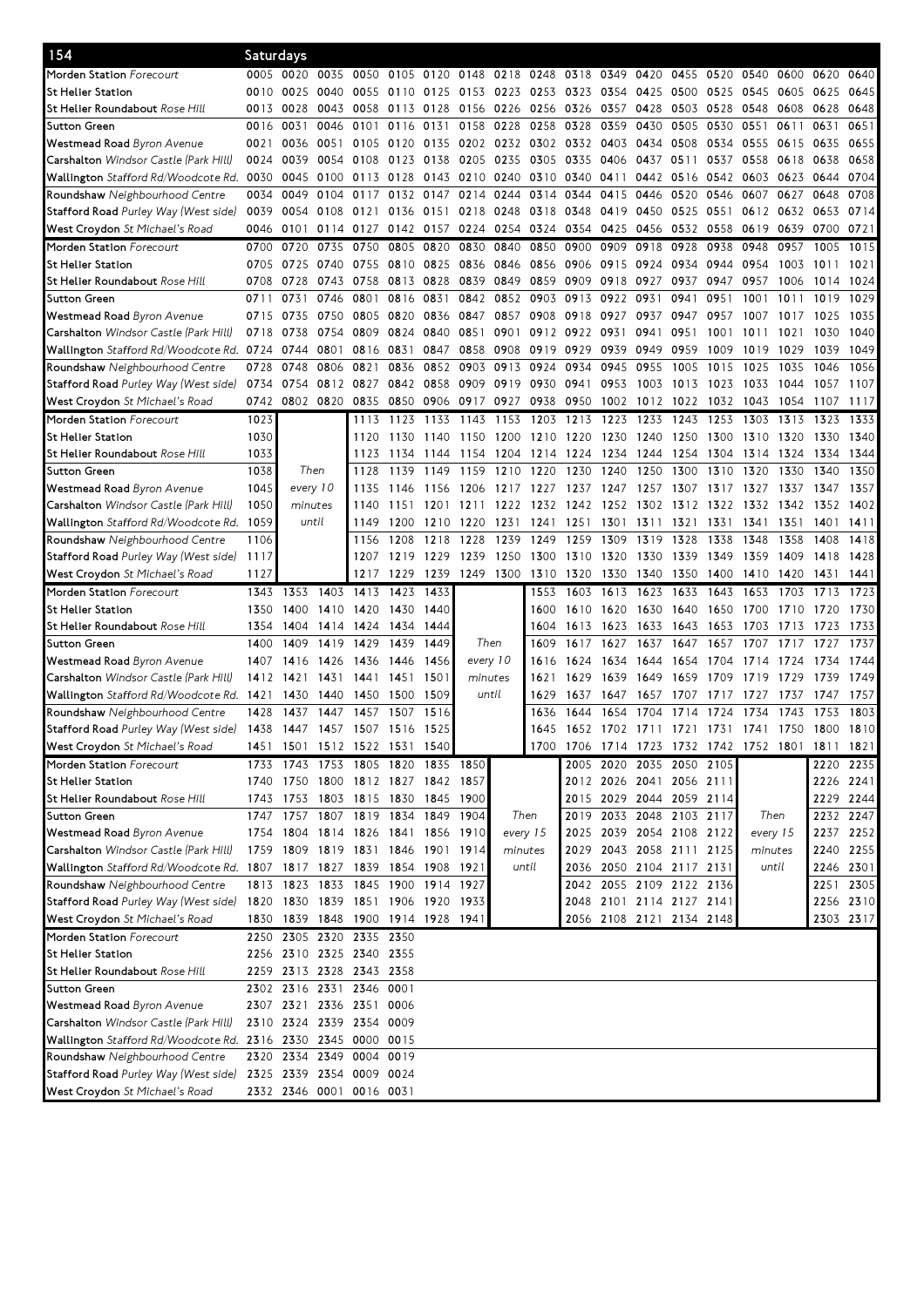## 154 Saturdays

| Stop | | | | | | | | | | | | | | | | | | |
|---|---|---|---|---|---|---|---|---|---|---|---|---|---|---|---|---|---|---|
| Morden Station *Forecourt* | 0005 | 0020 | 0035 | 0050 | 0105 | 0120 | 0148 | 0218 | 0248 | 0318 | 0349 | 0420 | 0455 | 0520 | 0540 | 0600 | 0620 | 0640 |
| St Helier Station | 0010 | 0025 | 0040 | 0055 | 0110 | 0125 | 0153 | 0223 | 0253 | 0323 | 0354 | 0425 | 0500 | 0525 | 0545 | 0605 | 0625 | 0645 |
| St Helier Roundabout *Rose Hill* | 0013 | 0028 | 0043 | 0058 | 0113 | 0128 | 0156 | 0226 | 0256 | 0326 | 0357 | 0428 | 0503 | 0528 | 0548 | 0608 | 0628 | 0648 |
| Sutton Green | 0016 | 0031 | 0046 | 0101 | 0116 | 0131 | 0158 | 0228 | 0258 | 0328 | 0359 | 0430 | 0505 | 0530 | 0551 | 0611 | 0631 | 0651 |
| Westmead Road *Byron Avenue* | 0021 | 0036 | 0051 | 0105 | 0120 | 0135 | 0202 | 0232 | 0302 | 0332 | 0403 | 0434 | 0508 | 0534 | 0555 | 0615 | 0635 | 0655 |
| Carshalton *Windsor Castle (Park Hill)* | 0024 | 0039 | 0054 | 0108 | 0123 | 0138 | 0205 | 0235 | 0305 | 0335 | 0406 | 0437 | 0511 | 0537 | 0558 | 0618 | 0638 | 0658 |
| Wallington *Stafford Rd/Woodcote Rd.* | 0030 | 0045 | 0100 | 0113 | 0128 | 0143 | 0210 | 0240 | 0310 | 0340 | 0411 | 0442 | 0516 | 0542 | 0603 | 0623 | 0644 | 0704 |
| Roundshaw *Neighbourhood Centre* | 0034 | 0049 | 0104 | 0117 | 0132 | 0147 | 0214 | 0244 | 0314 | 0344 | 0415 | 0446 | 0520 | 0546 | 0607 | 0627 | 0648 | 0708 |
| Stafford Road *Purley Way (West side)* | 0039 | 0054 | 0108 | 0121 | 0136 | 0151 | 0218 | 0248 | 0318 | 0348 | 0419 | 0450 | 0525 | 0551 | 0612 | 0632 | 0653 | 0714 |
| West Croydon *St Michael's Road* | 0046 | 0101 | 0114 | 0127 | 0142 | 0157 | 0224 | 0254 | 0324 | 0354 | 0425 | 0456 | 0532 | 0558 | 0619 | 0639 | 0700 | 0721 |

| Stop | | | | | | | | | | | | | | | | | | |
|---|---|---|---|---|---|---|---|---|---|---|---|---|---|---|---|---|---|---|
| Morden Station *Forecourt* | 0700 | 0720 | 0735 | 0750 | 0805 | 0820 | 0830 | 0840 | 0850 | 0900 | 0909 | 0918 | 0928 | 0938 | 0948 | 0957 | 1005 | 1015 |
| St Helier Station | 0705 | 0725 | 0740 | 0755 | 0810 | 0825 | 0836 | 0846 | 0856 | 0906 | 0915 | 0924 | 0934 | 0944 | 0954 | 1003 | 1011 | 1021 |
| St Helier Roundabout *Rose Hill* | 0708 | 0728 | 0743 | 0758 | 0813 | 0828 | 0839 | 0849 | 0859 | 0909 | 0918 | 0927 | 0937 | 0947 | 0957 | 1006 | 1014 | 1024 |
| Sutton Green | 0711 | 0731 | 0746 | 0801 | 0816 | 0831 | 0842 | 0852 | 0903 | 0913 | 0922 | 0931 | 0941 | 0951 | 1001 | 1011 | 1019 | 1029 |
| Westmead Road *Byron Avenue* | 0715 | 0735 | 0750 | 0805 | 0820 | 0836 | 0847 | 0857 | 0908 | 0918 | 0927 | 0937 | 0947 | 0957 | 1007 | 1017 | 1025 | 1035 |
| Carshalton *Windsor Castle (Park Hill)* | 0718 | 0738 | 0754 | 0809 | 0824 | 0840 | 0851 | 0901 | 0912 | 0922 | 0931 | 0941 | 0951 | 1001 | 1011 | 1021 | 1030 | 1040 |
| Wallington *Stafford Rd/Woodcote Rd.* | 0724 | 0744 | 0801 | 0816 | 0831 | 0847 | 0858 | 0908 | 0919 | 0929 | 0939 | 0949 | 0959 | 1009 | 1019 | 1029 | 1039 | 1049 |
| Roundshaw *Neighbourhood Centre* | 0728 | 0748 | 0806 | 0821 | 0836 | 0852 | 0903 | 0913 | 0924 | 0934 | 0945 | 0955 | 1005 | 1015 | 1025 | 1035 | 1046 | 1056 |
| Stafford Road *Purley Way (West side)* | 0734 | 0754 | 0812 | 0827 | 0842 | 0858 | 0909 | 0919 | 0930 | 0941 | 0953 | 1003 | 1013 | 1023 | 1033 | 1044 | 1057 | 1107 |
| West Croydon *St Michael's Road* | 0742 | 0802 | 0820 | 0835 | 0850 | 0906 | 0917 | 0927 | 0938 | 0950 | 1002 | 1012 | 1022 | 1032 | 1043 | 1054 | 1107 | 1117 |

| Stop | | | | | | | | | | | | | | | | | |
|---|---|---|---|---|---|---|---|---|---|---|---|---|---|---|---|---|---|
| Morden Station *Forecourt* | 1023 | Then every 10 minutes until | 1113 | 1123 | 1133 | 1143 | 1153 | 1203 | 1213 | 1223 | 1233 | 1243 | 1253 | 1303 | 1313 | 1323 | 1333 |
| St Helier Station | 1030 | | 1120 | 1130 | 1140 | 1150 | 1200 | 1210 | 1220 | 1230 | 1240 | 1250 | 1300 | 1310 | 1320 | 1330 | 1340 |
| St Helier Roundabout *Rose Hill* | 1033 | | 1123 | 1134 | 1144 | 1154 | 1204 | 1214 | 1224 | 1234 | 1244 | 1254 | 1304 | 1314 | 1324 | 1334 | 1344 |
| Sutton Green | 1038 | | 1128 | 1139 | 1149 | 1159 | 1210 | 1220 | 1230 | 1240 | 1250 | 1300 | 1310 | 1320 | 1330 | 1340 | 1350 |
| Westmead Road *Byron Avenue* | 1045 | | 1135 | 1146 | 1156 | 1206 | 1217 | 1227 | 1237 | 1247 | 1257 | 1307 | 1317 | 1327 | 1337 | 1347 | 1357 |
| Carshalton *Windsor Castle (Park Hill)* | 1050 | | 1140 | 1151 | 1201 | 1211 | 1222 | 1232 | 1242 | 1252 | 1302 | 1312 | 1322 | 1332 | 1342 | 1352 | 1402 |
| Wallington *Stafford Rd/Woodcote Rd.* | 1059 | | 1149 | 1200 | 1210 | 1220 | 1231 | 1241 | 1251 | 1301 | 1311 | 1321 | 1331 | 1341 | 1351 | 1401 | 1411 |
| Roundshaw *Neighbourhood Centre* | 1106 | | 1156 | 1208 | 1218 | 1228 | 1239 | 1249 | 1259 | 1309 | 1319 | 1328 | 1338 | 1348 | 1358 | 1408 | 1418 |
| Stafford Road *Purley Way (West side)* | 1117 | | 1207 | 1219 | 1229 | 1239 | 1250 | 1300 | 1310 | 1320 | 1330 | 1339 | 1349 | 1359 | 1409 | 1418 | 1428 |
| West Croydon *St Michael's Road* | 1127 | | 1217 | 1229 | 1239 | 1249 | 1300 | 1310 | 1320 | 1330 | 1340 | 1350 | 1400 | 1410 | 1420 | 1431 | 1441 |

| Stop | | | | | | | | | | | | | | | | | |
|---|---|---|---|---|---|---|---|---|---|---|---|---|---|---|---|---|---|
| Morden Station *Forecourt* | 1343 | 1353 | 1403 | 1413 | 1423 | 1433 | Then every 10 minutes until | 1553 | 1603 | 1613 | 1623 | 1633 | 1643 | 1653 | 1703 | 1713 | 1723 |
| St Helier Station | 1350 | 1400 | 1410 | 1420 | 1430 | 1440 | | 1600 | 1610 | 1620 | 1630 | 1640 | 1650 | 1700 | 1710 | 1720 | 1730 |
| St Helier Roundabout *Rose Hill* | 1354 | 1404 | 1414 | 1424 | 1434 | 1444 | | 1604 | 1613 | 1623 | 1633 | 1643 | 1653 | 1703 | 1713 | 1723 | 1733 |
| Sutton Green | 1400 | 1409 | 1419 | 1429 | 1439 | 1449 | | 1609 | 1617 | 1627 | 1637 | 1647 | 1657 | 1707 | 1717 | 1727 | 1737 |
| Westmead Road *Byron Avenue* | 1407 | 1416 | 1426 | 1436 | 1446 | 1456 | | 1616 | 1624 | 1634 | 1644 | 1654 | 1704 | 1714 | 1724 | 1734 | 1744 |
| Carshalton *Windsor Castle (Park Hill)* | 1412 | 1421 | 1431 | 1441 | 1451 | 1501 | | 1621 | 1629 | 1639 | 1649 | 1659 | 1709 | 1719 | 1729 | 1739 | 1749 |
| Wallington *Stafford Rd/Woodcote Rd.* | 1421 | 1430 | 1440 | 1450 | 1500 | 1509 | | 1629 | 1637 | 1647 | 1657 | 1707 | 1717 | 1727 | 1737 | 1747 | 1757 |
| Roundshaw *Neighbourhood Centre* | 1428 | 1437 | 1447 | 1457 | 1507 | 1516 | | 1636 | 1644 | 1654 | 1704 | 1714 | 1724 | 1734 | 1743 | 1753 | 1803 |
| Stafford Road *Purley Way (West side)* | 1438 | 1447 | 1457 | 1507 | 1516 | 1525 | | 1645 | 1652 | 1702 | 1711 | 1721 | 1731 | 1741 | 1750 | 1800 | 1810 |
| West Croydon *St Michael's Road* | 1451 | 1501 | 1512 | 1522 | 1531 | 1540 | | 1700 | 1706 | 1714 | 1723 | 1732 | 1742 | 1752 | 1801 | 1811 | 1821 |

| Stop | | | | | | | | | | | | | | | | |
|---|---|---|---|---|---|---|---|---|---|---|---|---|---|---|---|---|
| Morden Station *Forecourt* | 1733 | 1743 | 1753 | 1805 | 1820 | 1835 | 1850 | Then every 15 minutes until | 2005 | 2020 | 2035 | 2050 | 2105 | Then every 15 minutes until | 2220 | 2235 |
| St Helier Station | 1740 | 1750 | 1800 | 1812 | 1827 | 1842 | 1857 | | 2012 | 2026 | 2041 | 2056 | 2111 | | 2226 | 2241 |
| St Helier Roundabout *Rose Hill* | 1743 | 1753 | 1803 | 1815 | 1830 | 1845 | 1900 | | 2015 | 2029 | 2044 | 2059 | 2114 | | 2229 | 2244 |
| Sutton Green | 1747 | 1757 | 1807 | 1819 | 1834 | 1849 | 1904 | | 2019 | 2033 | 2048 | 2103 | 2117 | | 2232 | 2247 |
| Westmead Road *Byron Avenue* | 1754 | 1804 | 1814 | 1826 | 1841 | 1856 | 1910 | | 2025 | 2039 | 2054 | 2108 | 2122 | | 2237 | 2252 |
| Carshalton *Windsor Castle (Park Hill)* | 1759 | 1809 | 1819 | 1831 | 1846 | 1901 | 1914 | | 2029 | 2043 | 2058 | 2111 | 2125 | | 2240 | 2255 |
| Wallington *Stafford Rd/Woodcote Rd.* | 1807 | 1817 | 1827 | 1839 | 1854 | 1908 | 1921 | | 2036 | 2050 | 2104 | 2117 | 2131 | | 2246 | 2301 |
| Roundshaw *Neighbourhood Centre* | 1813 | 1823 | 1833 | 1845 | 1900 | 1914 | 1927 | | 2042 | 2055 | 2109 | 2122 | 2136 | | 2251 | 2305 |
| Stafford Road *Purley Way (West side)* | 1820 | 1830 | 1839 | 1851 | 1906 | 1920 | 1933 | | 2048 | 2101 | 2114 | 2127 | 2141 | | 2256 | 2310 |
| West Croydon *St Michael's Road* | 1830 | 1839 | 1848 | 1900 | 1914 | 1928 | 1941 | | 2056 | 2108 | 2121 | 2134 | 2148 | | 2303 | 2317 |

| Stop | | | | | |
|---|---|---|---|---|---|
| Morden Station *Forecourt* | 2250 | 2305 | 2320 | 2335 | 2350 |
| St Helier Station | 2256 | 2310 | 2325 | 2340 | 2355 |
| St Helier Roundabout *Rose Hill* | 2259 | 2313 | 2328 | 2343 | 2358 |
| Sutton Green | 2302 | 2316 | 2331 | 2346 | 0001 |
| Westmead Road *Byron Avenue* | 2307 | 2321 | 2336 | 2351 | 0006 |
| Carshalton *Windsor Castle (Park Hill)* | 2310 | 2324 | 2339 | 2354 | 0009 |
| Wallington *Stafford Rd/Woodcote Rd.* | 2316 | 2330 | 2345 | 0000 | 0015 |
| Roundshaw *Neighbourhood Centre* | 2320 | 2334 | 2349 | 0004 | 0019 |
| Stafford Road *Purley Way (West side)* | 2325 | 2339 | 2354 | 0009 | 0024 |
| West Croydon *St Michael's Road* | 2332 | 2346 | 0001 | 0016 | 0031 |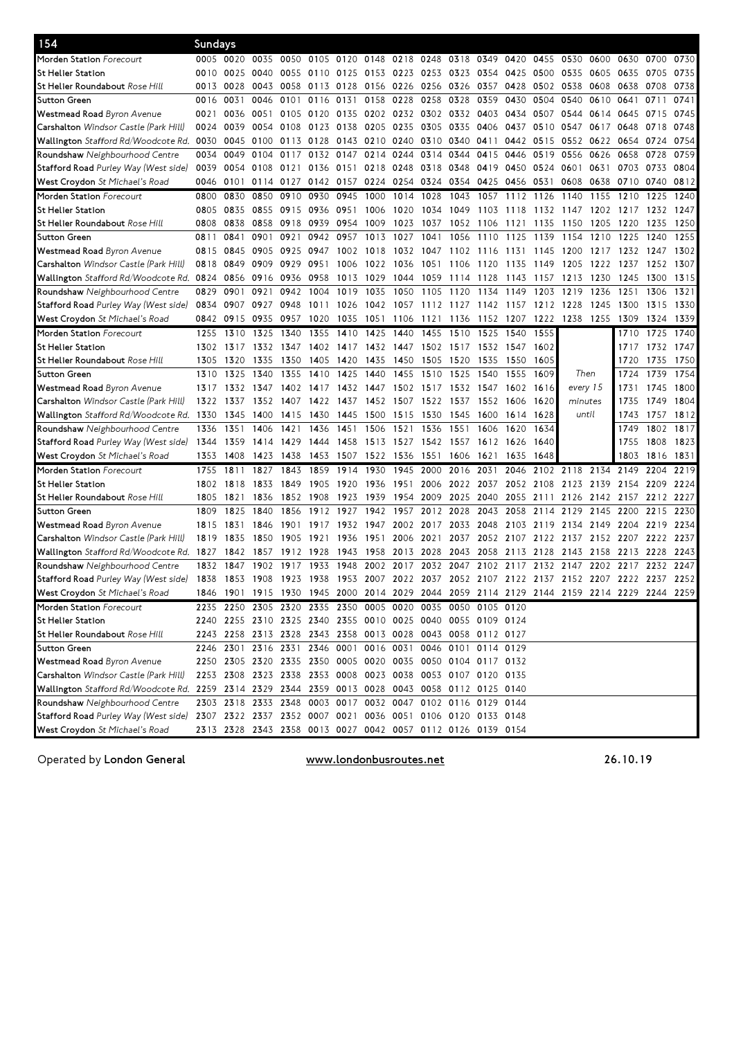## 154 Sundays

| Stop | | | | | | | | | | | | | | | | | | |
|---|---|---|---|---|---|---|---|---|---|---|---|---|---|---|---|---|---|---|
| **Morden Station** *Forecourt* | 0005 | 0020 | 0035 | 0050 | 0105 | 0120 | 0148 | 0218 | 0248 | 0318 | 0349 | 0420 | 0455 | 0530 | 0600 | 0630 | 0700 | 0730 |
| **St Helier Station** | 0010 | 0025 | 0040 | 0055 | 0110 | 0125 | 0153 | 0223 | 0253 | 0323 | 0354 | 0425 | 0500 | 0535 | 0605 | 0635 | 0705 | 0735 |
| **St Helier Roundabout** *Rose Hill* | 0013 | 0028 | 0043 | 0058 | 0113 | 0128 | 0156 | 0226 | 0256 | 0326 | 0357 | 0428 | 0502 | 0538 | 0608 | 0638 | 0708 | 0738 |
| **Sutton Green** | 0016 | 0031 | 0046 | 0101 | 0116 | 0131 | 0158 | 0228 | 0258 | 0328 | 0359 | 0430 | 0504 | 0540 | 0610 | 0641 | 0711 | 0741 |
| **Westmead Road** *Byron Avenue* | 0021 | 0036 | 0051 | 0105 | 0120 | 0135 | 0202 | 0232 | 0302 | 0332 | 0403 | 0434 | 0507 | 0544 | 0614 | 0645 | 0715 | 0745 |
| **Carshalton** *Windsor Castle (Park Hill)* | 0024 | 0039 | 0054 | 0108 | 0123 | 0138 | 0205 | 0235 | 0305 | 0335 | 0406 | 0437 | 0510 | 0547 | 0617 | 0648 | 0718 | 0748 |
| **Wallington** *Stafford Rd/Woodcote Rd.* | 0030 | 0045 | 0100 | 0113 | 0128 | 0143 | 0210 | 0240 | 0310 | 0340 | 0411 | 0442 | 0515 | 0552 | 0622 | 0654 | 0724 | 0754 |
| **Roundshaw** *Neighbourhood Centre* | 0034 | 0049 | 0104 | 0117 | 0132 | 0147 | 0214 | 0244 | 0314 | 0344 | 0415 | 0446 | 0519 | 0556 | 0626 | 0658 | 0728 | 0759 |
| **Stafford Road** *Purley Way (West side)* | 0039 | 0054 | 0108 | 0121 | 0136 | 0151 | 0218 | 0248 | 0318 | 0348 | 0419 | 0450 | 0524 | 0601 | 0631 | 0703 | 0733 | 0804 |
| **West Croydon** *St Michael's Road* | 0046 | 0101 | 0114 | 0127 | 0142 | 0157 | 0224 | 0254 | 0324 | 0354 | 0425 | 0456 | 0531 | 0608 | 0638 | 0710 | 0740 | 0812 |
| **Morden Station** *Forecourt* | 0800 | 0830 | 0850 | 0910 | 0930 | 0945 | 1000 | 1014 | 1028 | 1043 | 1057 | 1112 | 1126 | 1140 | 1155 | 1210 | 1225 | 1240 |
| **St Helier Station** | 0805 | 0835 | 0855 | 0915 | 0936 | 0951 | 1006 | 1020 | 1034 | 1049 | 1103 | 1118 | 1132 | 1147 | 1202 | 1217 | 1232 | 1247 |
| **St Helier Roundabout** *Rose Hill* | 0808 | 0838 | 0858 | 0918 | 0939 | 0954 | 1009 | 1023 | 1037 | 1052 | 1106 | 1121 | 1135 | 1150 | 1205 | 1220 | 1235 | 1250 |
| **Sutton Green** | 0811 | 0841 | 0901 | 0921 | 0942 | 0957 | 1013 | 1027 | 1041 | 1056 | 1110 | 1125 | 1139 | 1154 | 1210 | 1225 | 1240 | 1255 |
| **Westmead Road** *Byron Avenue* | 0815 | 0845 | 0905 | 0925 | 0947 | 1002 | 1018 | 1032 | 1047 | 1102 | 1116 | 1131 | 1145 | 1200 | 1217 | 1232 | 1247 | 1302 |
| **Carshalton** *Windsor Castle (Park Hill)* | 0818 | 0849 | 0909 | 0929 | 0951 | 1006 | 1022 | 1036 | 1051 | 1106 | 1120 | 1135 | 1149 | 1205 | 1222 | 1237 | 1252 | 1307 |
| **Wallington** *Stafford Rd/Woodcote Rd.* | 0824 | 0856 | 0916 | 0936 | 0958 | 1013 | 1029 | 1044 | 1059 | 1114 | 1128 | 1143 | 1157 | 1213 | 1230 | 1245 | 1300 | 1315 |
| **Roundshaw** *Neighbourhood Centre* | 0829 | 0901 | 0921 | 0942 | 1004 | 1019 | 1035 | 1050 | 1105 | 1120 | 1134 | 1149 | 1203 | 1219 | 1236 | 1251 | 1306 | 1321 |
| **Stafford Road** *Purley Way (West side)* | 0834 | 0907 | 0927 | 0948 | 1011 | 1026 | 1042 | 1057 | 1112 | 1127 | 1142 | 1157 | 1212 | 1228 | 1245 | 1300 | 1315 | 1330 |
| **West Croydon** *St Michael's Road* | 0842 | 0915 | 0935 | 0957 | 1020 | 1035 | 1051 | 1106 | 1121 | 1136 | 1152 | 1207 | 1222 | 1238 | 1255 | 1309 | 1324 | 1339 |
| **Morden Station** *Forecourt* | 1255 | 1310 | 1325 | 1340 | 1355 | 1410 | 1425 | 1440 | 1455 | 1510 | 1525 | 1540 | 1555 | | | 1710 | 1725 | 1740 |
| **St Helier Station** | 1302 | 1317 | 1332 | 1347 | 1402 | 1417 | 1432 | 1447 | 1502 | 1517 | 1532 | 1547 | 1602 | | | 1717 | 1732 | 1747 |
| **St Helier Roundabout** *Rose Hill* | 1305 | 1320 | 1335 | 1350 | 1405 | 1420 | 1435 | 1450 | 1505 | 1520 | 1535 | 1550 | 1605 | | | 1720 | 1735 | 1750 |
| **Sutton Green** | 1310 | 1325 | 1340 | 1355 | 1410 | 1425 | 1440 | 1455 | 1510 | 1525 | 1540 | 1555 | 1609 | Then | | 1724 | 1739 | 1754 |
| **Westmead Road** *Byron Avenue* | 1317 | 1332 | 1347 | 1402 | 1417 | 1432 | 1447 | 1502 | 1517 | 1532 | 1547 | 1602 | 1616 | every 15 | | 1731 | 1745 | 1800 |
| **Carshalton** *Windsor Castle (Park Hill)* | 1322 | 1337 | 1352 | 1407 | 1422 | 1437 | 1452 | 1507 | 1522 | 1537 | 1552 | 1606 | 1620 | minutes | | 1735 | 1749 | 1804 |
| **Wallington** *Stafford Rd/Woodcote Rd.* | 1330 | 1345 | 1400 | 1415 | 1430 | 1445 | 1500 | 1515 | 1530 | 1545 | 1600 | 1614 | 1628 | until | | 1743 | 1757 | 1812 |
| **Roundshaw** *Neighbourhood Centre* | 1336 | 1351 | 1406 | 1421 | 1436 | 1451 | 1506 | 1521 | 1536 | 1551 | 1606 | 1620 | 1634 | | | 1749 | 1802 | 1817 |
| **Stafford Road** *Purley Way (West side)* | 1344 | 1359 | 1414 | 1429 | 1444 | 1458 | 1513 | 1527 | 1542 | 1557 | 1612 | 1626 | 1640 | | | 1755 | 1808 | 1823 |
| **West Croydon** *St Michael's Road* | 1353 | 1408 | 1423 | 1438 | 1453 | 1507 | 1522 | 1536 | 1551 | 1606 | 1621 | 1635 | 1648 | | | 1803 | 1816 | 1831 |
| **Morden Station** *Forecourt* | 1755 | 1811 | 1827 | 1843 | 1859 | 1914 | 1930 | 1945 | 2000 | 2016 | 2031 | 2046 | 2102 | 2118 | 2134 | 2149 | 2204 | 2219 |
| **St Helier Station** | 1802 | 1818 | 1833 | 1849 | 1905 | 1920 | 1936 | 1951 | 2006 | 2022 | 2037 | 2052 | 2108 | 2123 | 2139 | 2154 | 2209 | 2224 |
| **St Helier Roundabout** *Rose Hill* | 1805 | 1821 | 1836 | 1852 | 1908 | 1923 | 1939 | 1954 | 2009 | 2025 | 2040 | 2055 | 2111 | 2126 | 2142 | 2157 | 2212 | 2227 |
| **Sutton Green** | 1809 | 1825 | 1840 | 1856 | 1912 | 1927 | 1942 | 1957 | 2012 | 2028 | 2043 | 2058 | 2114 | 2129 | 2145 | 2200 | 2215 | 2230 |
| **Westmead Road** *Byron Avenue* | 1815 | 1831 | 1846 | 1901 | 1917 | 1932 | 1947 | 2002 | 2017 | 2033 | 2048 | 2103 | 2119 | 2134 | 2149 | 2204 | 2219 | 2234 |
| **Carshalton** *Windsor Castle (Park Hill)* | 1819 | 1835 | 1850 | 1905 | 1921 | 1936 | 1951 | 2006 | 2021 | 2037 | 2052 | 2107 | 2122 | 2137 | 2152 | 2207 | 2222 | 2237 |
| **Wallington** *Stafford Rd/Woodcote Rd.* | 1827 | 1842 | 1857 | 1912 | 1928 | 1943 | 1958 | 2013 | 2028 | 2043 | 2058 | 2113 | 2128 | 2143 | 2158 | 2213 | 2228 | 2243 |
| **Roundshaw** *Neighbourhood Centre* | 1832 | 1847 | 1902 | 1917 | 1933 | 1948 | 2002 | 2017 | 2032 | 2047 | 2102 | 2117 | 2132 | 2147 | 2202 | 2217 | 2232 | 2247 |
| **Stafford Road** *Purley Way (West side)* | 1838 | 1853 | 1908 | 1923 | 1938 | 1953 | 2007 | 2022 | 2037 | 2052 | 2107 | 2122 | 2137 | 2152 | 2207 | 2222 | 2237 | 2252 |
| **West Croydon** *St Michael's Road* | 1846 | 1901 | 1915 | 1930 | 1945 | 2000 | 2014 | 2029 | 2044 | 2059 | 2114 | 2129 | 2144 | 2159 | 2214 | 2229 | 2244 | 2259 |
| **Morden Station** *Forecourt* | 2235 | 2250 | 2305 | 2320 | 2335 | 2350 | 0005 | 0020 | 0035 | 0050 | 0105 | 0120 | | | | | | |
| **St Helier Station** | 2240 | 2255 | 2310 | 2325 | 2340 | 2355 | 0010 | 0025 | 0040 | 0055 | 0109 | 0124 | | | | | | |
| **St Helier Roundabout** *Rose Hill* | 2243 | 2258 | 2313 | 2328 | 2343 | 2358 | 0013 | 0028 | 0043 | 0058 | 0112 | 0127 | | | | | | |
| **Sutton Green** | 2246 | 2301 | 2316 | 2331 | 2346 | 0001 | 0016 | 0031 | 0046 | 0101 | 0114 | 0129 | | | | | | |
| **Westmead Road** *Byron Avenue* | 2250 | 2305 | 2320 | 2335 | 2350 | 0005 | 0020 | 0035 | 0050 | 0104 | 0117 | 0132 | | | | | | |
| **Carshalton** *Windsor Castle (Park Hill)* | 2253 | 2308 | 2323 | 2338 | 2353 | 0008 | 0023 | 0038 | 0053 | 0107 | 0120 | 0135 | | | | | | |
| **Wallington** *Stafford Rd/Woodcote Rd.* | 2259 | 2314 | 2329 | 2344 | 2359 | 0013 | 0028 | 0043 | 0058 | 0112 | 0125 | 0140 | | | | | | |
| **Roundshaw** *Neighbourhood Centre* | 2303 | 2318 | 2333 | 2348 | 0003 | 0017 | 0032 | 0047 | 0102 | 0116 | 0129 | 0144 | | | | | | |
| **Stafford Road** *Purley Way (West side)* | 2307 | 2322 | 2337 | 2352 | 0007 | 0021 | 0036 | 0051 | 0106 | 0120 | 0133 | 0148 | | | | | | |
| **West Croydon** *St Michael's Road* | 2313 | 2328 | 2343 | 2358 | 0013 | 0027 | 0042 | 0057 | 0112 | 0126 | 0139 | 0154 | | | | | | |

Operated by **London General** www.londonbusroutes.net 26.10.19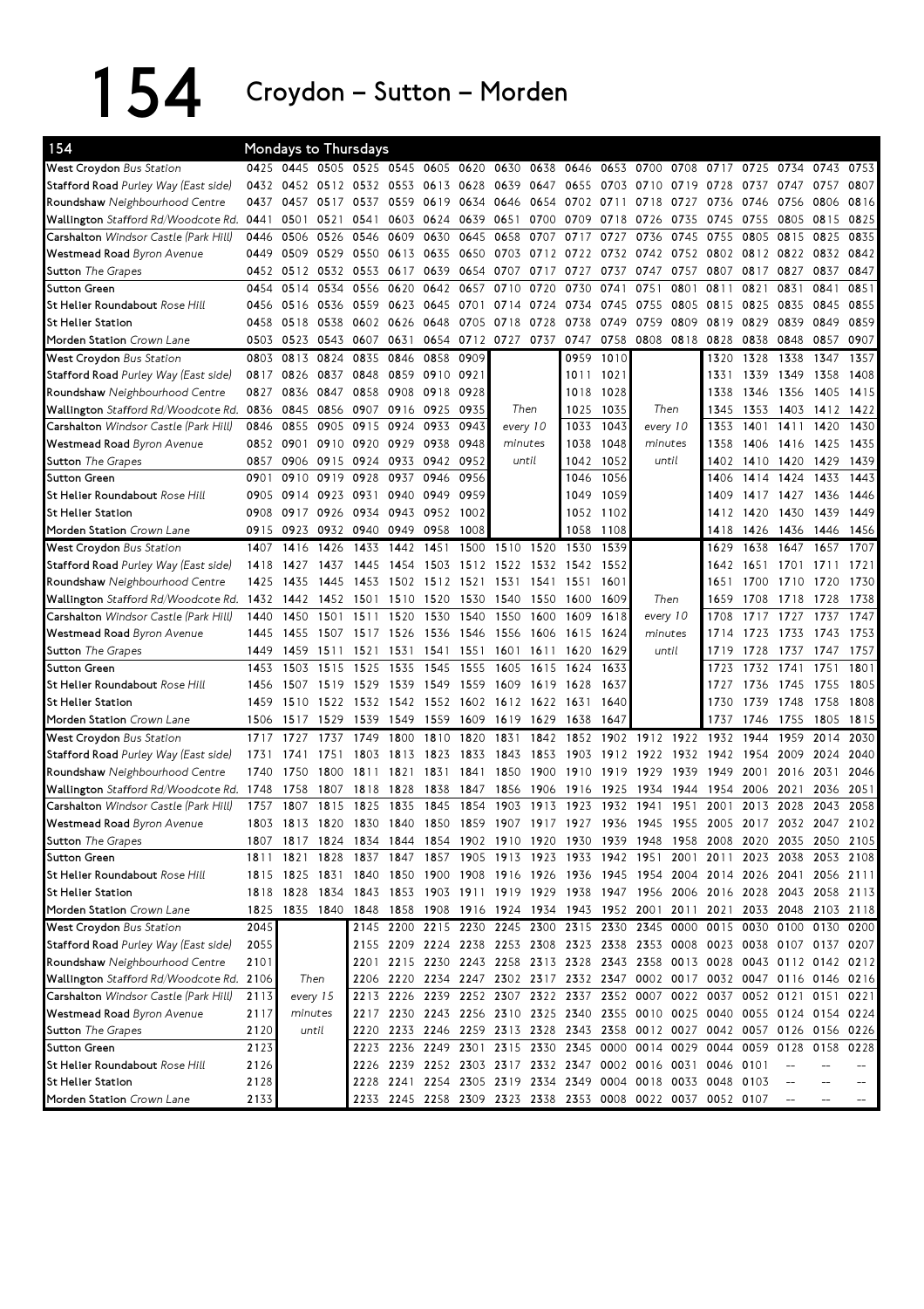# 154 Croydon – Sutton – Morden

| 154 | Mondays to Thursdays | | | | | | | | | | | | | | | | | |
|---|---|---|---|---|---|---|---|---|---|---|---|---|---|---|---|---|---|---|
| **West Croydon** *Bus Station* | 0425 | 0445 | 0505 | 0525 | 0545 | 0605 | 0620 | 0630 | 0638 | 0646 | 0653 | 0700 | 0708 | 0717 | 0725 | 0734 | 0743 | 0753 |
| **Stafford Road** *Purley Way (East side)* | 0432 | 0452 | 0512 | 0532 | 0553 | 0613 | 0628 | 0639 | 0647 | 0655 | 0703 | 0710 | 0719 | 0728 | 0737 | 0747 | 0757 | 0807 |
| **Roundshaw** *Neighbourhood Centre* | 0437 | 0457 | 0517 | 0537 | 0559 | 0619 | 0634 | 0646 | 0654 | 0702 | 0711 | 0718 | 0727 | 0736 | 0746 | 0756 | 0806 | 0816 |
| **Wallington** *Stafford Rd/Woodcote Rd.* | 0441 | 0501 | 0521 | 0541 | 0603 | 0624 | 0639 | 0651 | 0700 | 0709 | 0718 | 0726 | 0735 | 0745 | 0755 | 0805 | 0815 | 0825 |
| **Carshalton** *Windsor Castle (Park Hill)* | 0446 | 0506 | 0526 | 0546 | 0609 | 0630 | 0645 | 0658 | 0707 | 0717 | 0727 | 0736 | 0745 | 0755 | 0805 | 0815 | 0825 | 0835 |
| **Westmead Road** *Byron Avenue* | 0449 | 0509 | 0529 | 0550 | 0613 | 0635 | 0650 | 0703 | 0712 | 0722 | 0732 | 0742 | 0752 | 0802 | 0812 | 0822 | 0832 | 0842 |
| **Sutton** *The Grapes* | 0452 | 0512 | 0532 | 0553 | 0617 | 0639 | 0654 | 0707 | 0717 | 0727 | 0737 | 0747 | 0757 | 0807 | 0817 | 0827 | 0837 | 0847 |
| **Sutton Green** | 0454 | 0514 | 0534 | 0556 | 0620 | 0642 | 0657 | 0710 | 0720 | 0730 | 0741 | 0751 | 0801 | 0811 | 0821 | 0831 | 0841 | 0851 |
| **St Helier Roundabout** *Rose Hill* | 0456 | 0516 | 0536 | 0559 | 0623 | 0645 | 0701 | 0714 | 0724 | 0734 | 0745 | 0755 | 0805 | 0815 | 0825 | 0835 | 0845 | 0855 |
| **St Helier Station** | 0458 | 0518 | 0538 | 0602 | 0626 | 0648 | 0705 | 0718 | 0728 | 0738 | 0749 | 0759 | 0809 | 0819 | 0829 | 0839 | 0849 | 0859 |
| **Morden Station** *Crown Lane* | 0503 | 0523 | 0543 | 0607 | 0631 | 0654 | 0712 | 0727 | 0737 | 0747 | 0758 | 0808 | 0818 | 0828 | 0838 | 0848 | 0857 | 0907 |
| **West Croydon** *Bus Station* | 0803 | 0813 | 0824 | 0835 | 0846 | 0858 | 0909 | | | 0959 | 1010 | | | 1320 | 1328 | 1338 | 1347 | 1357 |
| **Stafford Road** *Purley Way (East side)* | 0817 | 0826 | 0837 | 0848 | 0859 | 0910 | 0921 | | | 1011 | 1021 | | | 1331 | 1339 | 1349 | 1358 | 1408 |
| **Roundshaw** *Neighbourhood Centre* | 0827 | 0836 | 0847 | 0858 | 0908 | 0918 | 0928 | | | 1018 | 1028 | | | 1338 | 1346 | 1356 | 1405 | 1415 |
| **Wallington** *Stafford Rd/Woodcote Rd.* | 0836 | 0845 | 0856 | 0907 | 0916 | 0925 | 0935 | Then | | 1025 | 1035 | Then | | 1345 | 1353 | 1403 | 1412 | 1422 |
| **Carshalton** *Windsor Castle (Park Hill)* | 0846 | 0855 | 0905 | 0915 | 0924 | 0933 | 0943 | every 10 | | 1033 | 1043 | every 10 | | 1353 | 1401 | 1411 | 1420 | 1430 |
| **Westmead Road** *Byron Avenue* | 0852 | 0901 | 0910 | 0920 | 0929 | 0938 | 0948 | minutes | | 1038 | 1048 | minutes | | 1358 | 1406 | 1416 | 1425 | 1435 |
| **Sutton** *The Grapes* | 0857 | 0906 | 0915 | 0924 | 0933 | 0942 | 0952 | until | | 1042 | 1052 | until | | 1402 | 1410 | 1420 | 1429 | 1439 |
| **Sutton Green** | 0901 | 0910 | 0919 | 0928 | 0937 | 0946 | 0956 | | | 1046 | 1056 | | | 1406 | 1414 | 1424 | 1433 | 1443 |
| **St Helier Roundabout** *Rose Hill* | 0905 | 0914 | 0923 | 0931 | 0940 | 0949 | 0959 | | | 1049 | 1059 | | | 1409 | 1417 | 1427 | 1436 | 1446 |
| **St Helier Station** | 0908 | 0917 | 0926 | 0934 | 0943 | 0952 | 1002 | | | 1052 | 1102 | | | 1412 | 1420 | 1430 | 1439 | 1449 |
| **Morden Station** *Crown Lane* | 0915 | 0923 | 0932 | 0940 | 0949 | 0958 | 1008 | | | 1058 | 1108 | | | 1418 | 1426 | 1436 | 1446 | 1456 |
| **West Croydon** *Bus Station* | 1407 | 1416 | 1426 | 1433 | 1442 | 1451 | 1500 | 1510 | 1520 | 1530 | 1539 | | | 1629 | 1638 | 1647 | 1657 | 1707 |
| **Stafford Road** *Purley Way (East side)* | 1418 | 1427 | 1437 | 1445 | 1454 | 1503 | 1512 | 1522 | 1532 | 1542 | 1552 | | | 1642 | 1651 | 1701 | 1711 | 1721 |
| **Roundshaw** *Neighbourhood Centre* | 1425 | 1435 | 1445 | 1453 | 1502 | 1512 | 1521 | 1531 | 1541 | 1551 | 1601 | | | 1651 | 1700 | 1710 | 1720 | 1730 |
| **Wallington** *Stafford Rd/Woodcote Rd.* | 1432 | 1442 | 1452 | 1501 | 1510 | 1520 | 1530 | 1540 | 1550 | 1600 | 1609 | Then | | 1659 | 1708 | 1718 | 1728 | 1738 |
| **Carshalton** *Windsor Castle (Park Hill)* | 1440 | 1450 | 1501 | 1511 | 1520 | 1530 | 1540 | 1550 | 1600 | 1609 | 1618 | every 10 | | 1708 | 1717 | 1727 | 1737 | 1747 |
| **Westmead Road** *Byron Avenue* | 1445 | 1455 | 1507 | 1517 | 1526 | 1536 | 1546 | 1556 | 1606 | 1615 | 1624 | minutes | | 1714 | 1723 | 1733 | 1743 | 1753 |
| **Sutton** *The Grapes* | 1449 | 1459 | 1511 | 1521 | 1531 | 1541 | 1551 | 1601 | 1611 | 1620 | 1629 | until | | 1719 | 1728 | 1737 | 1747 | 1757 |
| **Sutton Green** | 1453 | 1503 | 1515 | 1525 | 1535 | 1545 | 1555 | 1605 | 1615 | 1624 | 1633 | | | 1723 | 1732 | 1741 | 1751 | 1801 |
| **St Helier Roundabout** *Rose Hill* | 1456 | 1507 | 1519 | 1529 | 1539 | 1549 | 1559 | 1609 | 1619 | 1628 | 1637 | | | 1727 | 1736 | 1745 | 1755 | 1805 |
| **St Helier Station** | 1459 | 1510 | 1522 | 1532 | 1542 | 1552 | 1602 | 1612 | 1622 | 1631 | 1640 | | | 1730 | 1739 | 1748 | 1758 | 1808 |
| **Morden Station** *Crown Lane* | 1506 | 1517 | 1529 | 1539 | 1549 | 1559 | 1609 | 1619 | 1629 | 1638 | 1647 | | | 1737 | 1746 | 1755 | 1805 | 1815 |
| **West Croydon** *Bus Station* | 1717 | 1727 | 1737 | 1749 | 1800 | 1810 | 1820 | 1831 | 1842 | 1852 | 1902 | 1912 | 1922 | 1932 | 1944 | 1959 | 2014 | 2030 |
| **Stafford Road** *Purley Way (East side)* | 1731 | 1741 | 1751 | 1803 | 1813 | 1823 | 1833 | 1843 | 1853 | 1903 | 1912 | 1922 | 1932 | 1942 | 1954 | 2009 | 2024 | 2040 |
| **Roundshaw** *Neighbourhood Centre* | 1740 | 1750 | 1800 | 1811 | 1821 | 1831 | 1841 | 1850 | 1900 | 1910 | 1919 | 1929 | 1939 | 1949 | 2001 | 2016 | 2031 | 2046 |
| **Wallington** *Stafford Rd/Woodcote Rd.* | 1748 | 1758 | 1807 | 1818 | 1828 | 1838 | 1847 | 1856 | 1906 | 1916 | 1925 | 1934 | 1944 | 1954 | 2006 | 2021 | 2036 | 2051 |
| **Carshalton** *Windsor Castle (Park Hill)* | 1757 | 1807 | 1815 | 1825 | 1835 | 1845 | 1854 | 1903 | 1913 | 1923 | 1932 | 1941 | 1951 | 2001 | 2013 | 2028 | 2043 | 2058 |
| **Westmead Road** *Byron Avenue* | 1803 | 1813 | 1820 | 1830 | 1840 | 1850 | 1859 | 1907 | 1917 | 1927 | 1936 | 1945 | 1955 | 2005 | 2017 | 2032 | 2047 | 2102 |
| **Sutton** *The Grapes* | 1807 | 1817 | 1824 | 1834 | 1844 | 1854 | 1902 | 1910 | 1920 | 1930 | 1939 | 1948 | 1958 | 2008 | 2020 | 2035 | 2050 | 2105 |
| **Sutton Green** | 1811 | 1821 | 1828 | 1837 | 1847 | 1857 | 1905 | 1913 | 1923 | 1933 | 1942 | 1951 | 2001 | 2011 | 2023 | 2038 | 2053 | 2108 |
| **St Helier Roundabout** *Rose Hill* | 1815 | 1825 | 1831 | 1840 | 1850 | 1900 | 1908 | 1916 | 1926 | 1936 | 1945 | 1954 | 2004 | 2014 | 2026 | 2041 | 2056 | 2111 |
| **St Helier Station** | 1818 | 1828 | 1834 | 1843 | 1853 | 1903 | 1911 | 1919 | 1929 | 1938 | 1947 | 1956 | 2006 | 2016 | 2028 | 2043 | 2058 | 2113 |
| **Morden Station** *Crown Lane* | 1825 | 1835 | 1840 | 1848 | 1858 | 1908 | 1916 | 1924 | 1934 | 1943 | 1952 | 2001 | 2011 | 2021 | 2033 | 2048 | 2103 | 2118 |
| **West Croydon** *Bus Station* | 2045 | | | 2145 | 2200 | 2215 | 2230 | 2245 | 2300 | 2315 | 2330 | 2345 | 0000 | 0015 | 0030 | 0100 | 0130 | 0200 |
| **Stafford Road** *Purley Way (East side)* | 2055 | | | 2155 | 2209 | 2224 | 2238 | 2253 | 2308 | 2323 | 2338 | 2353 | 0008 | 0023 | 0038 | 0107 | 0137 | 0207 |
| **Roundshaw** *Neighbourhood Centre* | 2101 | | | 2201 | 2215 | 2230 | 2243 | 2258 | 2313 | 2328 | 2343 | 2358 | 0013 | 0028 | 0043 | 0112 | 0142 | 0212 |
| **Wallington** *Stafford Rd/Woodcote Rd.* | 2106 | Then | | 2206 | 2220 | 2234 | 2247 | 2302 | 2317 | 2332 | 2347 | 0002 | 0017 | 0032 | 0047 | 0116 | 0146 | 0216 |
| **Carshalton** *Windsor Castle (Park Hill)* | 2113 | every 15 | | 2213 | 2226 | 2239 | 2252 | 2307 | 2322 | 2337 | 2352 | 0007 | 0022 | 0037 | 0052 | 0121 | 0151 | 0221 |
| **Westmead Road** *Byron Avenue* | 2117 | minutes | | 2217 | 2230 | 2243 | 2256 | 2310 | 2325 | 2340 | 2355 | 0010 | 0025 | 0040 | 0055 | 0124 | 0154 | 0224 |
| **Sutton** *The Grapes* | 2120 | until | | 2220 | 2233 | 2246 | 2259 | 2313 | 2328 | 2343 | 2358 | 0012 | 0027 | 0042 | 0057 | 0126 | 0156 | 0226 |
| **Sutton Green** | 2123 | | | 2223 | 2236 | 2249 | 2301 | 2315 | 2330 | 2345 | 0000 | 0014 | 0029 | 0044 | 0059 | 0128 | 0158 | 0228 |
| **St Helier Roundabout** *Rose Hill* | 2126 | | | 2226 | 2239 | 2252 | 2303 | 2317 | 2332 | 2347 | 0002 | 0016 | 0031 | 0046 | 0101 | -- | -- | -- |
| **St Helier Station** | 2128 | | | 2228 | 2241 | 2254 | 2305 | 2319 | 2334 | 2349 | 0004 | 0018 | 0033 | 0048 | 0103 | -- | -- | -- |
| **Morden Station** *Crown Lane* | 2133 | | | 2233 | 2245 | 2258 | 2309 | 2323 | 2338 | 2353 | 0008 | 0022 | 0037 | 0052 | 0107 | -- | -- | -- |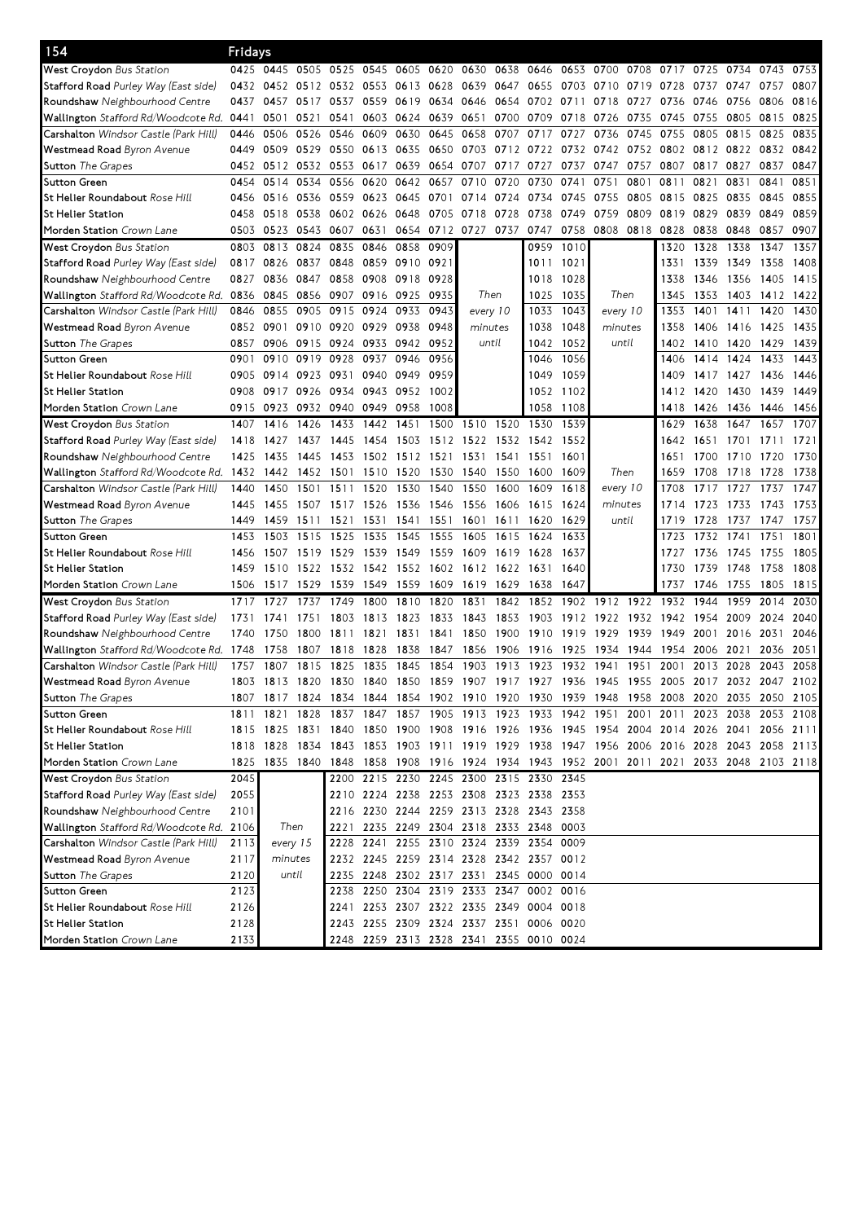## 154 Fridays

| Stop | | | | | | | | | | | | | | | | | | |
|---|---|---|---|---|---|---|---|---|---|---|---|---|---|---|---|---|---|---|
| **West Croydon** *Bus Station* | 0425 | 0445 | 0505 | 0525 | 0545 | 0605 | 0620 | 0630 | 0638 | 0646 | 0653 | 0700 | 0708 | 0717 | 0725 | 0734 | 0743 | 0753 |
| **Stafford Road** *Purley Way (East side)* | 0432 | 0452 | 0512 | 0532 | 0553 | 0613 | 0628 | 0639 | 0647 | 0655 | 0703 | 0710 | 0719 | 0728 | 0737 | 0747 | 0757 | 0807 |
| **Roundshaw** *Neighbourhood Centre* | 0437 | 0457 | 0517 | 0537 | 0559 | 0619 | 0634 | 0646 | 0654 | 0702 | 0711 | 0718 | 0727 | 0736 | 0746 | 0756 | 0806 | 0816 |
| **Wallington** *Stafford Rd/Woodcote Rd.* | 0441 | 0501 | 0521 | 0541 | 0603 | 0624 | 0639 | 0651 | 0700 | 0709 | 0718 | 0726 | 0735 | 0745 | 0755 | 0805 | 0815 | 0825 |
| **Carshalton** *Windsor Castle (Park Hill)* | 0446 | 0506 | 0526 | 0546 | 0609 | 0630 | 0645 | 0658 | 0707 | 0717 | 0727 | 0736 | 0745 | 0755 | 0805 | 0815 | 0825 | 0835 |
| **Westmead Road** *Byron Avenue* | 0449 | 0509 | 0529 | 0550 | 0613 | 0635 | 0650 | 0703 | 0712 | 0722 | 0732 | 0742 | 0752 | 0802 | 0812 | 0822 | 0832 | 0842 |
| **Sutton** *The Grapes* | 0452 | 0512 | 0532 | 0553 | 0617 | 0639 | 0654 | 0707 | 0717 | 0727 | 0737 | 0747 | 0757 | 0807 | 0817 | 0827 | 0837 | 0847 |
| **Sutton Green** | 0454 | 0514 | 0534 | 0556 | 0620 | 0642 | 0657 | 0710 | 0720 | 0730 | 0741 | 0751 | 0801 | 0811 | 0821 | 0831 | 0841 | 0851 |
| **St Helier Roundabout** *Rose Hill* | 0456 | 0516 | 0536 | 0559 | 0623 | 0645 | 0701 | 0714 | 0724 | 0734 | 0745 | 0755 | 0805 | 0815 | 0825 | 0835 | 0845 | 0855 |
| **St Helier Station** | 0458 | 0518 | 0538 | 0602 | 0626 | 0648 | 0705 | 0718 | 0728 | 0738 | 0749 | 0759 | 0809 | 0819 | 0829 | 0839 | 0849 | 0859 |
| **Morden Station** *Crown Lane* | 0503 | 0523 | 0543 | 0607 | 0631 | 0654 | 0712 | 0727 | 0737 | 0747 | 0758 | 0808 | 0818 | 0828 | 0838 | 0848 | 0857 | 0907 |

| Stop | | | | | | | | | | | | | | | | |
|---|---|---|---|---|---|---|---|---|---|---|---|---|---|---|---|---|
| **West Croydon** *Bus Station* | 0803 | 0813 | 0824 | 0835 | 0846 | 0858 | 0909 | | 0959 | 1010 | | 1320 | 1328 | 1338 | 1347 | 1357 |
| **Stafford Road** *Purley Way (East side)* | 0817 | 0826 | 0837 | 0848 | 0859 | 0910 | 0921 | | 1011 | 1021 | | 1331 | 1339 | 1349 | 1358 | 1408 |
| **Roundshaw** *Neighbourhood Centre* | 0827 | 0836 | 0847 | 0858 | 0908 | 0918 | 0928 | | 1018 | 1028 | | 1338 | 1346 | 1356 | 1405 | 1415 |
| **Wallington** *Stafford Rd/Woodcote Rd.* | 0836 | 0845 | 0856 | 0907 | 0916 | 0925 | 0935 | Then | 1025 | 1035 | Then | 1345 | 1353 | 1403 | 1412 | 1422 |
| **Carshalton** *Windsor Castle (Park Hill)* | 0846 | 0855 | 0905 | 0915 | 0924 | 0933 | 0943 | every 10 | 1033 | 1043 | every 10 | 1353 | 1401 | 1411 | 1420 | 1430 |
| **Westmead Road** *Byron Avenue* | 0852 | 0901 | 0910 | 0920 | 0929 | 0938 | 0948 | minutes | 1038 | 1048 | minutes | 1358 | 1406 | 1416 | 1425 | 1435 |
| **Sutton** *The Grapes* | 0857 | 0906 | 0915 | 0924 | 0933 | 0942 | 0952 | until | 1042 | 1052 | until | 1402 | 1410 | 1420 | 1429 | 1439 |
| **Sutton Green** | 0901 | 0910 | 0919 | 0928 | 0937 | 0946 | 0956 | | 1046 | 1056 | | 1406 | 1414 | 1424 | 1433 | 1443 |
| **St Helier Roundabout** *Rose Hill* | 0905 | 0914 | 0923 | 0931 | 0940 | 0949 | 0959 | | 1049 | 1059 | | 1409 | 1417 | 1427 | 1436 | 1446 |
| **St Helier Station** | 0908 | 0917 | 0926 | 0934 | 0943 | 0952 | 1002 | | 1052 | 1102 | | 1412 | 1420 | 1430 | 1439 | 1449 |
| **Morden Station** *Crown Lane* | 0915 | 0923 | 0932 | 0940 | 0949 | 0958 | 1008 | | 1058 | 1108 | | 1418 | 1426 | 1436 | 1446 | 1456 |

| Stop | | | | | | | | | | | | | | | | | |
|---|---|---|---|---|---|---|---|---|---|---|---|---|---|---|---|---|---|
| **West Croydon** *Bus Station* | 1407 | 1416 | 1426 | 1433 | 1442 | 1451 | 1500 | 1510 | 1520 | 1530 | 1539 | | 1629 | 1638 | 1647 | 1657 | 1707 |
| **Stafford Road** *Purley Way (East side)* | 1418 | 1427 | 1437 | 1445 | 1454 | 1503 | 1512 | 1522 | 1532 | 1542 | 1552 | | 1642 | 1651 | 1701 | 1711 | 1721 |
| **Roundshaw** *Neighbourhood Centre* | 1425 | 1435 | 1445 | 1453 | 1502 | 1512 | 1521 | 1531 | 1541 | 1551 | 1601 | | 1651 | 1700 | 1710 | 1720 | 1730 |
| **Wallington** *Stafford Rd/Woodcote Rd.* | 1432 | 1442 | 1452 | 1501 | 1510 | 1520 | 1530 | 1540 | 1550 | 1600 | 1609 | Then | 1659 | 1708 | 1718 | 1728 | 1738 |
| **Carshalton** *Windsor Castle (Park Hill)* | 1440 | 1450 | 1501 | 1511 | 1520 | 1530 | 1540 | 1550 | 1600 | 1609 | 1618 | every 10 | 1708 | 1717 | 1727 | 1737 | 1747 |
| **Westmead Road** *Byron Avenue* | 1445 | 1455 | 1507 | 1517 | 1526 | 1536 | 1546 | 1556 | 1606 | 1615 | 1624 | minutes | 1714 | 1723 | 1733 | 1743 | 1753 |
| **Sutton** *The Grapes* | 1449 | 1459 | 1511 | 1521 | 1531 | 1541 | 1551 | 1601 | 1611 | 1620 | 1629 | until | 1719 | 1728 | 1737 | 1747 | 1757 |
| **Sutton Green** | 1453 | 1503 | 1515 | 1525 | 1535 | 1545 | 1555 | 1605 | 1615 | 1624 | 1633 | | 1723 | 1732 | 1741 | 1751 | 1801 |
| **St Helier Roundabout** *Rose Hill* | 1456 | 1507 | 1519 | 1529 | 1539 | 1549 | 1559 | 1609 | 1619 | 1628 | 1637 | | 1727 | 1736 | 1745 | 1755 | 1805 |
| **St Helier Station** | 1459 | 1510 | 1522 | 1532 | 1542 | 1552 | 1602 | 1612 | 1622 | 1631 | 1640 | | 1730 | 1739 | 1748 | 1758 | 1808 |
| **Morden Station** *Crown Lane* | 1506 | 1517 | 1529 | 1539 | 1549 | 1559 | 1609 | 1619 | 1629 | 1638 | 1647 | | 1737 | 1746 | 1755 | 1805 | 1815 |

| Stop | | | | | | | | | | | | | | | | | | |
|---|---|---|---|---|---|---|---|---|---|---|---|---|---|---|---|---|---|---|
| **West Croydon** *Bus Station* | 1717 | 1727 | 1737 | 1749 | 1800 | 1810 | 1820 | 1831 | 1842 | 1852 | 1902 | 1912 | 1922 | 1932 | 1944 | 1959 | 2014 | 2030 |
| **Stafford Road** *Purley Way (East side)* | 1731 | 1741 | 1751 | 1803 | 1813 | 1823 | 1833 | 1843 | 1853 | 1903 | 1912 | 1922 | 1932 | 1942 | 1954 | 2009 | 2024 | 2040 |
| **Roundshaw** *Neighbourhood Centre* | 1740 | 1750 | 1800 | 1811 | 1821 | 1831 | 1841 | 1850 | 1900 | 1910 | 1919 | 1929 | 1939 | 1949 | 2001 | 2016 | 2031 | 2046 |
| **Wallington** *Stafford Rd/Woodcote Rd.* | 1748 | 1758 | 1807 | 1818 | 1828 | 1838 | 1847 | 1856 | 1906 | 1916 | 1925 | 1934 | 1944 | 1954 | 2006 | 2021 | 2036 | 2051 |
| **Carshalton** *Windsor Castle (Park Hill)* | 1757 | 1807 | 1815 | 1825 | 1835 | 1845 | 1854 | 1903 | 1913 | 1923 | 1932 | 1941 | 1951 | 2001 | 2013 | 2028 | 2043 | 2058 |
| **Westmead Road** *Byron Avenue* | 1803 | 1813 | 1820 | 1830 | 1840 | 1850 | 1859 | 1907 | 1917 | 1927 | 1936 | 1945 | 1955 | 2005 | 2017 | 2032 | 2047 | 2102 |
| **Sutton** *The Grapes* | 1807 | 1817 | 1824 | 1834 | 1844 | 1854 | 1902 | 1910 | 1920 | 1930 | 1939 | 1948 | 1958 | 2008 | 2020 | 2035 | 2050 | 2105 |
| **Sutton Green** | 1811 | 1821 | 1828 | 1837 | 1847 | 1857 | 1905 | 1913 | 1923 | 1933 | 1942 | 1951 | 2001 | 2011 | 2023 | 2038 | 2053 | 2108 |
| **St Helier Roundabout** *Rose Hill* | 1815 | 1825 | 1831 | 1840 | 1850 | 1900 | 1908 | 1916 | 1926 | 1936 | 1945 | 1954 | 2004 | 2014 | 2026 | 2041 | 2056 | 2111 |
| **St Helier Station** | 1818 | 1828 | 1834 | 1843 | 1853 | 1903 | 1911 | 1919 | 1929 | 1938 | 1947 | 1956 | 2006 | 2016 | 2028 | 2043 | 2058 | 2113 |
| **Morden Station** *Crown Lane* | 1825 | 1835 | 1840 | 1848 | 1858 | 1908 | 1916 | 1924 | 1934 | 1943 | 1952 | 2001 | 2011 | 2021 | 2033 | 2048 | 2103 | 2118 |

| Stop | | | | | | | | | | |
|---|---|---|---|---|---|---|---|---|---|---|
| **West Croydon** *Bus Station* | 2045 | | 2200 | 2215 | 2230 | 2245 | 2300 | 2315 | 2330 | 2345 |
| **Stafford Road** *Purley Way (East side)* | 2055 | | 2210 | 2224 | 2238 | 2253 | 2308 | 2323 | 2338 | 2353 |
| **Roundshaw** *Neighbourhood Centre* | 2101 | | 2216 | 2230 | 2244 | 2259 | 2313 | 2328 | 2343 | 2358 |
| **Wallington** *Stafford Rd/Woodcote Rd.* | 2106 | Then | 2221 | 2235 | 2249 | 2304 | 2318 | 2333 | 2348 | 0003 |
| **Carshalton** *Windsor Castle (Park Hill)* | 2113 | every 15 | 2228 | 2241 | 2255 | 2310 | 2324 | 2339 | 2354 | 0009 |
| **Westmead Road** *Byron Avenue* | 2117 | minutes | 2232 | 2245 | 2259 | 2314 | 2328 | 2342 | 2357 | 0012 |
| **Sutton** *The Grapes* | 2120 | until | 2235 | 2248 | 2302 | 2317 | 2331 | 2345 | 0000 | 0014 |
| **Sutton Green** | 2123 | | 2238 | 2250 | 2304 | 2319 | 2333 | 2347 | 0002 | 0016 |
| **St Helier Roundabout** *Rose Hill* | 2126 | | 2241 | 2253 | 2307 | 2322 | 2335 | 2349 | 0004 | 0018 |
| **St Helier Station** | 2128 | | 2243 | 2255 | 2309 | 2324 | 2337 | 2351 | 0006 | 0020 |
| **Morden Station** *Crown Lane* | 2133 | | 2248 | 2259 | 2313 | 2328 | 2341 | 2355 | 0010 | 0024 |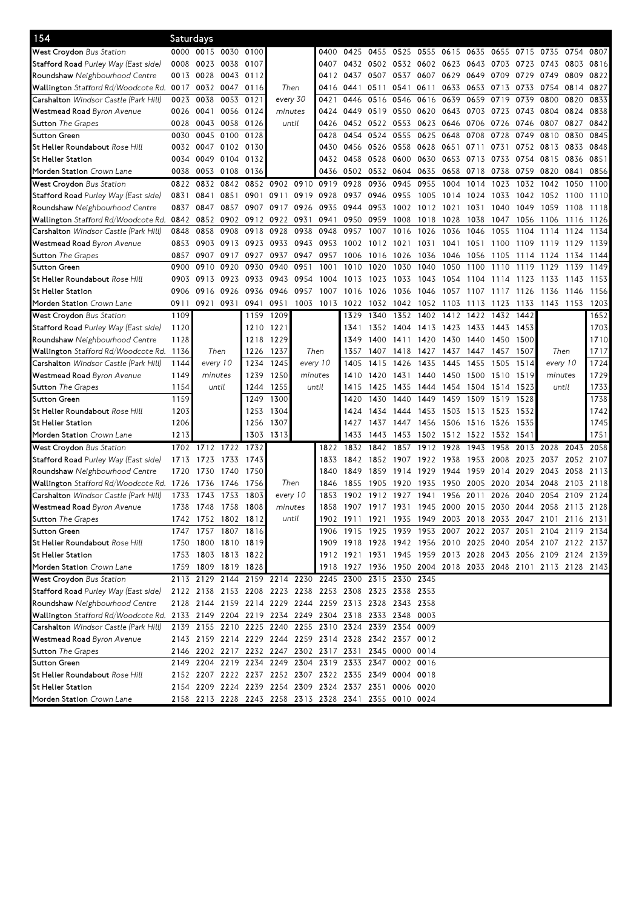## 154 Saturdays

| Stop | | | | | | | | | | | | | | | | | | |
|---|---|---|---|---|---|---|---|---|---|---|---|---|---|---|---|---|---|---|
| **West Croydon** *Bus Station* | 0000 | 0015 | 0030 | 0100 | | | 0400 | 0425 | 0455 | 0525 | 0555 | 0615 | 0635 | 0655 | 0715 | 0735 | 0754 | 0807 |
| **Stafford Road** *Purley Way (East side)* | 0008 | 0023 | 0038 | 0107 | | | 0407 | 0432 | 0502 | 0532 | 0602 | 0623 | 0643 | 0703 | 0723 | 0743 | 0803 | 0816 |
| **Roundshaw** *Neighbourhood Centre* | 0013 | 0028 | 0043 | 0112 | | | 0412 | 0437 | 0507 | 0537 | 0607 | 0629 | 0649 | 0709 | 0729 | 0749 | 0809 | 0822 |
| **Wallington** *Stafford Rd/Woodcote Rd.* | 0017 | 0032 | 0047 | 0116 | Then | | 0416 | 0441 | 0511 | 0541 | 0611 | 0633 | 0653 | 0713 | 0733 | 0754 | 0814 | 0827 |
| **Carshalton** *Windsor Castle (Park Hill)* | 0023 | 0038 | 0053 | 0121 | every 30 | | 0421 | 0446 | 0516 | 0546 | 0616 | 0639 | 0659 | 0719 | 0739 | 0800 | 0820 | 0833 |
| **Westmead Road** *Byron Avenue* | 0026 | 0041 | 0056 | 0124 | minutes | | 0424 | 0449 | 0519 | 0550 | 0620 | 0643 | 0703 | 0723 | 0743 | 0804 | 0824 | 0838 |
| **Sutton** *The Grapes* | 0028 | 0043 | 0058 | 0126 | until | | 0426 | 0452 | 0522 | 0553 | 0623 | 0646 | 0706 | 0726 | 0746 | 0807 | 0827 | 0842 |
| **Sutton Green** | 0030 | 0045 | 0100 | 0128 | | | 0428 | 0454 | 0524 | 0555 | 0625 | 0648 | 0708 | 0728 | 0749 | 0810 | 0830 | 0845 |
| **St Helier Roundabout** *Rose Hill* | 0032 | 0047 | 0102 | 0130 | | | 0430 | 0456 | 0526 | 0558 | 0628 | 0651 | 0711 | 0731 | 0752 | 0813 | 0833 | 0848 |
| **St Helier Station** | 0034 | 0049 | 0104 | 0132 | | | 0432 | 0458 | 0528 | 0600 | 0630 | 0653 | 0713 | 0733 | 0754 | 0815 | 0836 | 0851 |
| **Morden Station** *Crown Lane* | 0038 | 0053 | 0108 | 0136 | | | 0436 | 0502 | 0532 | 0604 | 0635 | 0658 | 0718 | 0738 | 0759 | 0820 | 0841 | 0856 |

| Stop | | | | | | | | | | | | | | | | | | |
|---|---|---|---|---|---|---|---|---|---|---|---|---|---|---|---|---|---|---|
| **West Croydon** *Bus Station* | 0822 | 0832 | 0842 | 0852 | 0902 | 0910 | 0919 | 0928 | 0936 | 0945 | 0955 | 1004 | 1014 | 1023 | 1032 | 1042 | 1050 | 1100 |
| **Stafford Road** *Purley Way (East side)* | 0831 | 0841 | 0851 | 0901 | 0911 | 0919 | 0928 | 0937 | 0946 | 0955 | 1005 | 1014 | 1024 | 1033 | 1042 | 1052 | 1100 | 1110 |
| **Roundshaw** *Neighbourhood Centre* | 0837 | 0847 | 0857 | 0907 | 0917 | 0926 | 0935 | 0944 | 0953 | 1002 | 1012 | 1021 | 1031 | 1040 | 1049 | 1059 | 1108 | 1118 |
| **Wallington** *Stafford Rd/Woodcote Rd.* | 0842 | 0852 | 0902 | 0912 | 0922 | 0931 | 0941 | 0950 | 0959 | 1008 | 1018 | 1028 | 1038 | 1047 | 1056 | 1106 | 1116 | 1126 |
| **Carshalton** *Windsor Castle (Park Hill)* | 0848 | 0858 | 0908 | 0918 | 0928 | 0938 | 0948 | 0957 | 1007 | 1016 | 1026 | 1036 | 1046 | 1055 | 1104 | 1114 | 1124 | 1134 |
| **Westmead Road** *Byron Avenue* | 0853 | 0903 | 0913 | 0923 | 0933 | 0943 | 0953 | 1002 | 1012 | 1021 | 1031 | 1041 | 1051 | 1100 | 1109 | 1119 | 1129 | 1139 |
| **Sutton** *The Grapes* | 0857 | 0907 | 0917 | 0927 | 0937 | 0947 | 0957 | 1006 | 1016 | 1026 | 1036 | 1046 | 1056 | 1105 | 1114 | 1124 | 1134 | 1144 |
| **Sutton Green** | 0900 | 0910 | 0920 | 0930 | 0940 | 0951 | 1001 | 1010 | 1020 | 1030 | 1040 | 1050 | 1100 | 1110 | 1119 | 1129 | 1139 | 1149 |
| **St Helier Roundabout** *Rose Hill* | 0903 | 0913 | 0923 | 0933 | 0943 | 0954 | 1004 | 1013 | 1023 | 1033 | 1043 | 1054 | 1104 | 1114 | 1123 | 1133 | 1143 | 1153 |
| **St Helier Station** | 0906 | 0916 | 0926 | 0936 | 0946 | 0957 | 1007 | 1016 | 1026 | 1036 | 1046 | 1057 | 1107 | 1117 | 1126 | 1136 | 1146 | 1156 |
| **Morden Station** *Crown Lane* | 0911 | 0921 | 0931 | 0941 | 0951 | 1003 | 1013 | 1022 | 1032 | 1042 | 1052 | 1103 | 1113 | 1123 | 1133 | 1143 | 1153 | 1203 |

| Stop | | | | | | | | | | | | | | | | | | |
|---|---|---|---|---|---|---|---|---|---|---|---|---|---|---|---|---|---|---|
| **West Croydon** *Bus Station* | 1109 | | | 1159 | 1209 | | | 1329 | 1340 | 1352 | 1402 | 1412 | 1422 | 1432 | 1442 | | | 1652 |
| **Stafford Road** *Purley Way (East side)* | 1120 | | | 1210 | 1221 | | | 1341 | 1352 | 1404 | 1413 | 1423 | 1433 | 1443 | 1453 | | | 1703 |
| **Roundshaw** *Neighbourhood Centre* | 1128 | | | 1218 | 1229 | | | 1349 | 1400 | 1411 | 1420 | 1430 | 1440 | 1450 | 1500 | | | 1710 |
| **Wallington** *Stafford Rd/Woodcote Rd.* | 1136 | Then | | 1226 | 1237 | Then | | 1357 | 1407 | 1418 | 1427 | 1437 | 1447 | 1457 | 1507 | Then | | 1717 |
| **Carshalton** *Windsor Castle (Park Hill)* | 1144 | every 10 | | 1234 | 1245 | every 10 | | 1405 | 1415 | 1426 | 1435 | 1445 | 1455 | 1505 | 1514 | every 10 | | 1724 |
| **Westmead Road** *Byron Avenue* | 1149 | minutes | | 1239 | 1250 | minutes | | 1410 | 1420 | 1431 | 1440 | 1450 | 1500 | 1510 | 1519 | minutes | | 1729 |
| **Sutton** *The Grapes* | 1154 | until | | 1244 | 1255 | until | | 1415 | 1425 | 1435 | 1444 | 1454 | 1504 | 1514 | 1523 | until | | 1733 |
| **Sutton Green** | 1159 | | | 1249 | 1300 | | | 1420 | 1430 | 1440 | 1449 | 1459 | 1509 | 1519 | 1528 | | | 1738 |
| **St Helier Roundabout** *Rose Hill* | 1203 | | | 1253 | 1304 | | | 1424 | 1434 | 1444 | 1453 | 1503 | 1513 | 1523 | 1532 | | | 1742 |
| **St Helier Station** | 1206 | | | 1256 | 1307 | | | 1427 | 1437 | 1447 | 1456 | 1506 | 1516 | 1526 | 1535 | | | 1745 |
| **Morden Station** *Crown Lane* | 1213 | | | 1303 | 1313 | | | 1433 | 1443 | 1453 | 1502 | 1512 | 1522 | 1532 | 1541 | | | 1751 |

| Stop | | | | | | | | | | | | | | | | | | |
|---|---|---|---|---|---|---|---|---|---|---|---|---|---|---|---|---|---|---|
| **West Croydon** *Bus Station* | 1702 | 1712 | 1722 | 1732 | | | 1822 | 1832 | 1842 | 1857 | 1912 | 1928 | 1943 | 1958 | 2013 | 2028 | 2043 | 2058 |
| **Stafford Road** *Purley Way (East side)* | 1713 | 1723 | 1733 | 1743 | | | 1833 | 1842 | 1852 | 1907 | 1922 | 1938 | 1953 | 2008 | 2023 | 2037 | 2052 | 2107 |
| **Roundshaw** *Neighbourhood Centre* | 1720 | 1730 | 1740 | 1750 | | | 1840 | 1849 | 1859 | 1914 | 1929 | 1944 | 1959 | 2014 | 2029 | 2043 | 2058 | 2113 |
| **Wallington** *Stafford Rd/Woodcote Rd.* | 1726 | 1736 | 1746 | 1756 | Then | | 1846 | 1855 | 1905 | 1920 | 1935 | 1950 | 2005 | 2020 | 2034 | 2048 | 2103 | 2118 |
| **Carshalton** *Windsor Castle (Park Hill)* | 1733 | 1743 | 1753 | 1803 | every 10 | | 1853 | 1902 | 1912 | 1927 | 1941 | 1956 | 2011 | 2026 | 2040 | 2054 | 2109 | 2124 |
| **Westmead Road** *Byron Avenue* | 1738 | 1748 | 1758 | 1808 | minutes | | 1858 | 1907 | 1917 | 1931 | 1945 | 2000 | 2015 | 2030 | 2044 | 2058 | 2113 | 2128 |
| **Sutton** *The Grapes* | 1742 | 1752 | 1802 | 1812 | until | | 1902 | 1911 | 1921 | 1935 | 1949 | 2003 | 2018 | 2033 | 2047 | 2101 | 2116 | 2131 |
| **Sutton Green** | 1747 | 1757 | 1807 | 1816 | | | 1906 | 1915 | 1925 | 1939 | 1953 | 2007 | 2022 | 2037 | 2051 | 2104 | 2119 | 2134 |
| **St Helier Roundabout** *Rose Hill* | 1750 | 1800 | 1810 | 1819 | | | 1909 | 1918 | 1928 | 1942 | 1956 | 2010 | 2025 | 2040 | 2054 | 2107 | 2122 | 2137 |
| **St Helier Station** | 1753 | 1803 | 1813 | 1822 | | | 1912 | 1921 | 1931 | 1945 | 1959 | 2013 | 2028 | 2043 | 2056 | 2109 | 2124 | 2139 |
| **Morden Station** *Crown Lane* | 1759 | 1809 | 1819 | 1828 | | | 1918 | 1927 | 1936 | 1950 | 2004 | 2018 | 2033 | 2048 | 2101 | 2113 | 2128 | 2143 |

| Stop | | | | | | | | | | | |
|---|---|---|---|---|---|---|---|---|---|---|---|
| **West Croydon** *Bus Station* | 2113 | 2129 | 2144 | 2159 | 2214 | 2230 | 2245 | 2300 | 2315 | 2330 | 2345 |
| **Stafford Road** *Purley Way (East side)* | 2122 | 2138 | 2153 | 2208 | 2223 | 2238 | 2253 | 2308 | 2323 | 2338 | 2353 |
| **Roundshaw** *Neighbourhood Centre* | 2128 | 2144 | 2159 | 2214 | 2229 | 2244 | 2259 | 2313 | 2328 | 2343 | 2358 |
| **Wallington** *Stafford Rd/Woodcote Rd.* | 2133 | 2149 | 2204 | 2219 | 2234 | 2249 | 2304 | 2318 | 2333 | 2348 | 0003 |
| **Carshalton** *Windsor Castle (Park Hill)* | 2139 | 2155 | 2210 | 2225 | 2240 | 2255 | 2310 | 2324 | 2339 | 2354 | 0009 |
| **Westmead Road** *Byron Avenue* | 2143 | 2159 | 2214 | 2229 | 2244 | 2259 | 2314 | 2328 | 2342 | 2357 | 0012 |
| **Sutton** *The Grapes* | 2146 | 2202 | 2217 | 2232 | 2247 | 2302 | 2317 | 2331 | 2345 | 0000 | 0014 |
| **Sutton Green** | 2149 | 2204 | 2219 | 2234 | 2249 | 2304 | 2319 | 2333 | 2347 | 0002 | 0016 |
| **St Helier Roundabout** *Rose Hill* | 2152 | 2207 | 2222 | 2237 | 2252 | 2307 | 2322 | 2335 | 2349 | 0004 | 0018 |
| **St Helier Station** | 2154 | 2209 | 2224 | 2239 | 2254 | 2309 | 2324 | 2337 | 2351 | 0006 | 0020 |
| **Morden Station** *Crown Lane* | 2158 | 2213 | 2228 | 2243 | 2258 | 2313 | 2328 | 2341 | 2355 | 0010 | 0024 |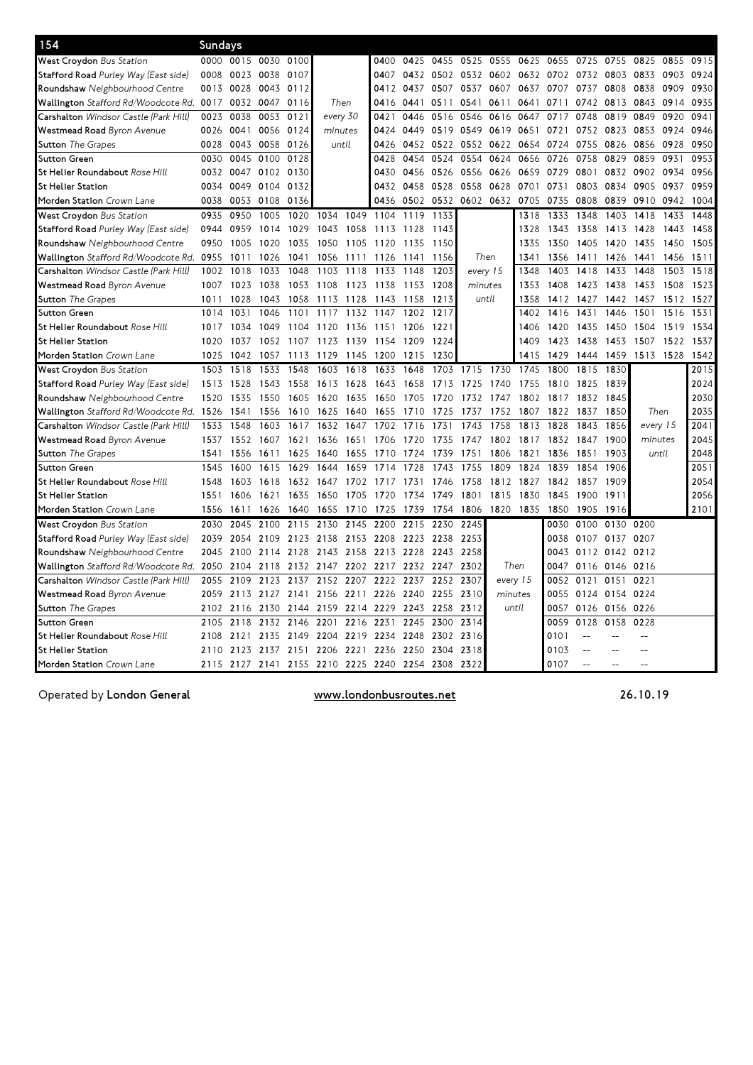# 154 Sundays

| | | | | | | | | | | | | | | | | | |
|---|---|---|---|---|---|---|---|---|---|---|---|---|---|---|---|---|---|
| **West Croydon** *Bus Station* | 0000 | 0015 | 0030 | 0100 | Then every 30 minutes until | 0400 | 0425 | 0455 | 0525 | 0555 | 0625 | 0655 | 0725 | 0755 | 0825 | 0855 | 0915 |
| **Stafford Road** *Purley Way (East side)* | 0008 | 0023 | 0038 | 0107 | | 0407 | 0432 | 0502 | 0532 | 0602 | 0632 | 0702 | 0732 | 0803 | 0833 | 0903 | 0924 |
| **Roundshaw** *Neighbourhood Centre* | 0013 | 0028 | 0043 | 0112 | | 0412 | 0437 | 0507 | 0537 | 0607 | 0637 | 0707 | 0737 | 0808 | 0838 | 0909 | 0930 |
| **Wallington** *Stafford Rd/Woodcote Rd.* | 0017 | 0032 | 0047 | 0116 | | 0416 | 0441 | 0511 | 0541 | 0611 | 0641 | 0711 | 0742 | 0813 | 0843 | 0914 | 0935 |
| **Carshalton** *Windsor Castle (Park Hill)* | 0023 | 0038 | 0053 | 0121 | | 0421 | 0446 | 0516 | 0546 | 0616 | 0647 | 0717 | 0748 | 0819 | 0849 | 0920 | 0941 |
| **Westmead Road** *Byron Avenue* | 0026 | 0041 | 0056 | 0124 | | 0424 | 0449 | 0519 | 0549 | 0619 | 0651 | 0721 | 0752 | 0823 | 0853 | 0924 | 0946 |
| **Sutton** *The Grapes* | 0028 | 0043 | 0058 | 0126 | | 0426 | 0452 | 0522 | 0552 | 0622 | 0654 | 0724 | 0755 | 0826 | 0856 | 0928 | 0950 |
| **Sutton Green** | 0030 | 0045 | 0100 | 0128 | | 0428 | 0454 | 0524 | 0554 | 0624 | 0656 | 0726 | 0758 | 0829 | 0859 | 0931 | 0953 |
| **St Helier Roundabout** *Rose Hill* | 0032 | 0047 | 0102 | 0130 | | 0430 | 0456 | 0526 | 0556 | 0626 | 0659 | 0729 | 0801 | 0832 | 0902 | 0934 | 0956 |
| **St Helier Station** | 0034 | 0049 | 0104 | 0132 | | 0432 | 0458 | 0528 | 0558 | 0628 | 0701 | 0731 | 0803 | 0834 | 0905 | 0937 | 0959 |
| **Morden Station** *Crown Lane* | 0038 | 0053 | 0108 | 0136 | | 0436 | 0502 | 0532 | 0602 | 0632 | 0705 | 0735 | 0808 | 0839 | 0910 | 0942 | 1004 |

| | | | | | | | | | | | | | | | | | |
|---|---|---|---|---|---|---|---|---|---|---|---|---|---|---|---|---|---|
| **West Croydon** *Bus Station* | 0935 | 0950 | 1005 | 1020 | 1034 | 1049 | 1104 | 1119 | 1133 | Then every 15 minutes until | 1318 | 1333 | 1348 | 1403 | 1418 | 1433 | 1448 |
| **Stafford Road** *Purley Way (East side)* | 0944 | 0959 | 1014 | 1029 | 1043 | 1058 | 1113 | 1128 | 1143 | | 1328 | 1343 | 1358 | 1413 | 1428 | 1443 | 1458 |
| **Roundshaw** *Neighbourhood Centre* | 0950 | 1005 | 1020 | 1035 | 1050 | 1105 | 1120 | 1135 | 1150 | | 1335 | 1350 | 1405 | 1420 | 1435 | 1450 | 1505 |
| **Wallington** *Stafford Rd/Woodcote Rd.* | 0955 | 1011 | 1026 | 1041 | 1056 | 1111 | 1126 | 1141 | 1156 | | 1341 | 1356 | 1411 | 1426 | 1441 | 1456 | 1511 |
| **Carshalton** *Windsor Castle (Park Hill)* | 1002 | 1018 | 1033 | 1048 | 1103 | 1118 | 1133 | 1148 | 1203 | | 1348 | 1403 | 1418 | 1433 | 1448 | 1503 | 1518 |
| **Westmead Road** *Byron Avenue* | 1007 | 1023 | 1038 | 1053 | 1108 | 1123 | 1138 | 1153 | 1208 | | 1353 | 1408 | 1423 | 1438 | 1453 | 1508 | 1523 |
| **Sutton** *The Grapes* | 1011 | 1028 | 1043 | 1058 | 1113 | 1128 | 1143 | 1158 | 1213 | | 1358 | 1412 | 1427 | 1442 | 1457 | 1512 | 1527 |
| **Sutton Green** | 1014 | 1031 | 1046 | 1101 | 1117 | 1132 | 1147 | 1202 | 1217 | | 1402 | 1416 | 1431 | 1446 | 1501 | 1516 | 1531 |
| **St Helier Roundabout** *Rose Hill* | 1017 | 1034 | 1049 | 1104 | 1120 | 1136 | 1151 | 1206 | 1221 | | 1406 | 1420 | 1435 | 1450 | 1504 | 1519 | 1534 |
| **St Helier Station** | 1020 | 1037 | 1052 | 1107 | 1123 | 1139 | 1154 | 1209 | 1224 | | 1409 | 1423 | 1438 | 1453 | 1507 | 1522 | 1537 |
| **Morden Station** *Crown Lane* | 1025 | 1042 | 1057 | 1113 | 1129 | 1145 | 1200 | 1215 | 1230 | | 1415 | 1429 | 1444 | 1459 | 1513 | 1528 | 1542 |

| | | | | | | | | | | | | | | | | | |
|---|---|---|---|---|---|---|---|---|---|---|---|---|---|---|---|---|---|
| **West Croydon** *Bus Station* | 1503 | 1518 | 1533 | 1548 | 1603 | 1618 | 1633 | 1648 | 1703 | 1715 | 1730 | 1745 | 1800 | 1815 | 1830 | Then every 15 minutes until | 2015 |
| **Stafford Road** *Purley Way (East side)* | 1513 | 1528 | 1543 | 1558 | 1613 | 1628 | 1643 | 1658 | 1713 | 1725 | 1740 | 1755 | 1810 | 1825 | 1839 | | 2024 |
| **Roundshaw** *Neighbourhood Centre* | 1520 | 1535 | 1550 | 1605 | 1620 | 1635 | 1650 | 1705 | 1720 | 1732 | 1747 | 1802 | 1817 | 1832 | 1845 | | 2030 |
| **Wallington** *Stafford Rd/Woodcote Rd.* | 1526 | 1541 | 1556 | 1610 | 1625 | 1640 | 1655 | 1710 | 1725 | 1737 | 1752 | 1807 | 1822 | 1837 | 1850 | | 2035 |
| **Carshalton** *Windsor Castle (Park Hill)* | 1533 | 1548 | 1603 | 1617 | 1632 | 1647 | 1702 | 1716 | 1731 | 1743 | 1758 | 1813 | 1828 | 1843 | 1856 | | 2041 |
| **Westmead Road** *Byron Avenue* | 1537 | 1552 | 1607 | 1621 | 1636 | 1651 | 1706 | 1720 | 1735 | 1747 | 1802 | 1817 | 1832 | 1847 | 1900 | | 2045 |
| **Sutton** *The Grapes* | 1541 | 1556 | 1611 | 1625 | 1640 | 1655 | 1710 | 1724 | 1739 | 1751 | 1806 | 1821 | 1836 | 1851 | 1903 | | 2048 |
| **Sutton Green** | 1545 | 1600 | 1615 | 1629 | 1644 | 1659 | 1714 | 1728 | 1743 | 1755 | 1809 | 1824 | 1839 | 1854 | 1906 | | 2051 |
| **St Helier Roundabout** *Rose Hill* | 1548 | 1603 | 1618 | 1632 | 1647 | 1702 | 1717 | 1731 | 1746 | 1758 | 1812 | 1827 | 1842 | 1857 | 1909 | | 2054 |
| **St Helier Station** | 1551 | 1606 | 1621 | 1635 | 1650 | 1705 | 1720 | 1734 | 1749 | 1801 | 1815 | 1830 | 1845 | 1900 | 1911 | | 2056 |
| **Morden Station** *Crown Lane* | 1556 | 1611 | 1626 | 1640 | 1655 | 1710 | 1725 | 1739 | 1754 | 1806 | 1820 | 1835 | 1850 | 1905 | 1916 | | 2101 |

| | | | | | | | | | | | | | | | | |
|---|---|---|---|---|---|---|---|---|---|---|---|---|---|---|---|---|
| **West Croydon** *Bus Station* | 2030 | 2045 | 2100 | 2115 | 2130 | 2145 | 2200 | 2215 | 2230 | 2245 | Then every 15 minutes until | 0030 | 0100 | 0130 | 0200 |
| **Stafford Road** *Purley Way (East side)* | 2039 | 2054 | 2109 | 2123 | 2138 | 2153 | 2208 | 2223 | 2238 | 2253 | | 0038 | 0107 | 0137 | 0207 |
| **Roundshaw** *Neighbourhood Centre* | 2045 | 2100 | 2114 | 2128 | 2143 | 2158 | 2213 | 2228 | 2243 | 2258 | | 0043 | 0112 | 0142 | 0212 |
| **Wallington** *Stafford Rd/Woodcote Rd.* | 2050 | 2104 | 2118 | 2132 | 2147 | 2202 | 2217 | 2232 | 2247 | 2302 | | 0047 | 0116 | 0146 | 0216 |
| **Carshalton** *Windsor Castle (Park Hill)* | 2055 | 2109 | 2123 | 2137 | 2152 | 2207 | 2222 | 2237 | 2252 | 2307 | | 0052 | 0121 | 0151 | 0221 |
| **Westmead Road** *Byron Avenue* | 2059 | 2113 | 2127 | 2141 | 2156 | 2211 | 2226 | 2240 | 2255 | 2310 | | 0055 | 0124 | 0154 | 0224 |
| **Sutton** *The Grapes* | 2102 | 2116 | 2130 | 2144 | 2159 | 2214 | 2229 | 2243 | 2258 | 2312 | | 0057 | 0126 | 0156 | 0226 |
| **Sutton Green** | 2105 | 2118 | 2132 | 2146 | 2201 | 2216 | 2231 | 2245 | 2300 | 2314 | | 0059 | 0128 | 0158 | 0228 |
| **St Helier Roundabout** *Rose Hill* | 2108 | 2121 | 2135 | 2149 | 2204 | 2219 | 2234 | 2248 | 2302 | 2316 | | 0101 | -- | -- | -- |
| **St Helier Station** | 2110 | 2123 | 2137 | 2151 | 2206 | 2221 | 2236 | 2250 | 2304 | 2318 | | 0103 | -- | -- | -- |
| **Morden Station** *Crown Lane* | 2115 | 2127 | 2141 | 2155 | 2210 | 2225 | 2240 | 2254 | 2308 | 2322 | | 0107 | -- | -- | -- |

Operated by **London General** www.londonbusroutes.net 26.10.19